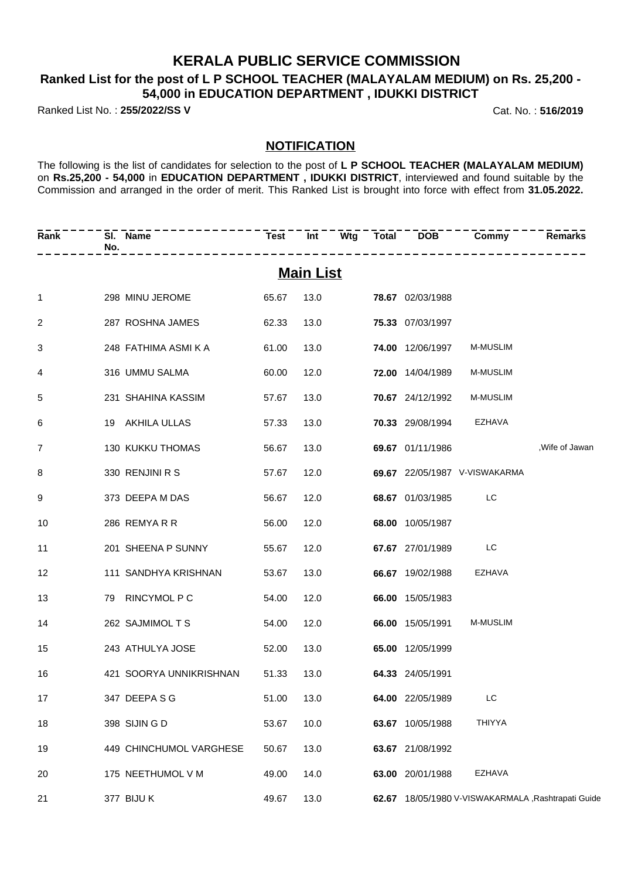# KERALA PUBLIC SERVICE COMMISSION

## Ranked List for the post of L P SCHOOL TEACHER (MALAYALAM MEDIUM) on Rs. 25,200 - 54,000 in EDUCATION DEPARTMENT , IDUKKI DISTRICT

Ranked List No. : **255/2022/SS V** Cat. No. : **516/2019**

### NOTIFICATION

The following is the list of candidates for selection to the post of **L P SCHOOL TEACHER (MALAYALAM MEDIUM)** on **Rs.25,200 - 54,000** in **EDUCATION DEPARTMENT , IDUKKI DISTRICT**, interviewed and found suitable by the Commission and arranged in the order of merit. This Ranked List is brought into force with effect from **31.05.2022.**

## Main List

| Rank | Sl. No. | Name | Test | Int | Wtg | Total | DOB | Commy | Remarks |
|---|---|---|---|---|---|---|---|---|---|
| 1 | 298 | MINU JEROME | 65.67 | 13.0 | | **78.67** | 02/03/1988 | | |
| 2 | 287 | ROSHNA JAMES | 62.33 | 13.0 | | **75.33** | 07/03/1997 | | |
| 3 | 248 | FATHIMA ASMI K A | 61.00 | 13.0 | | **74.00** | 12/06/1997 | M-MUSLIM | |
| 4 | 316 | UMMU SALMA | 60.00 | 12.0 | | **72.00** | 14/04/1989 | M-MUSLIM | |
| 5 | 231 | SHAHINA KASSIM | 57.67 | 13.0 | | **70.67** | 24/12/1992 | M-MUSLIM | |
| 6 | 19 | AKHILA ULLAS | 57.33 | 13.0 | | **70.33** | 29/08/1994 | EZHAVA | |
| 7 | 130 | KUKKU THOMAS | 56.67 | 13.0 | | **69.67** | 01/11/1986 | | ,Wife of Jawan |
| 8 | 330 | RENJINI R S | 57.67 | 12.0 | | **69.67** | 22/05/1987 | V-VISWAKARMA | |
| 9 | 373 | DEEPA M DAS | 56.67 | 12.0 | | **68.67** | 01/03/1985 | LC | |
| 10 | 286 | REMYA R R | 56.00 | 12.0 | | **68.00** | 10/05/1987 | | |
| 11 | 201 | SHEENA P SUNNY | 55.67 | 12.0 | | **67.67** | 27/01/1989 | LC | |
| 12 | 111 | SANDHYA KRISHNAN | 53.67 | 13.0 | | **66.67** | 19/02/1988 | EZHAVA | |
| 13 | 79 | RINCYMOL P C | 54.00 | 12.0 | | **66.00** | 15/05/1983 | | |
| 14 | 262 | SAJMIMOL T S | 54.00 | 12.0 | | **66.00** | 15/05/1991 | M-MUSLIM | |
| 15 | 243 | ATHULYA JOSE | 52.00 | 13.0 | | **65.00** | 12/05/1999 | | |
| 16 | 421 | SOORYA UNNIKRISHNAN | 51.33 | 13.0 | | **64.33** | 24/05/1991 | | |
| 17 | 347 | DEEPA S G | 51.00 | 13.0 | | **64.00** | 22/05/1989 | LC | |
| 18 | 398 | SIJIN G D | 53.67 | 10.0 | | **63.67** | 10/05/1988 | THIYYA | |
| 19 | 449 | CHINCHUMOL VARGHESE | 50.67 | 13.0 | | **63.67** | 21/08/1992 | | |
| 20 | 175 | NEETHUMOL V M | 49.00 | 14.0 | | **63.00** | 20/01/1988 | EZHAVA | |
| 21 | 377 | BIJU K | 49.67 | 13.0 | | **62.67** | 18/05/1980 | V-VISWAKARMA | LA ,Rashtrapati Guide |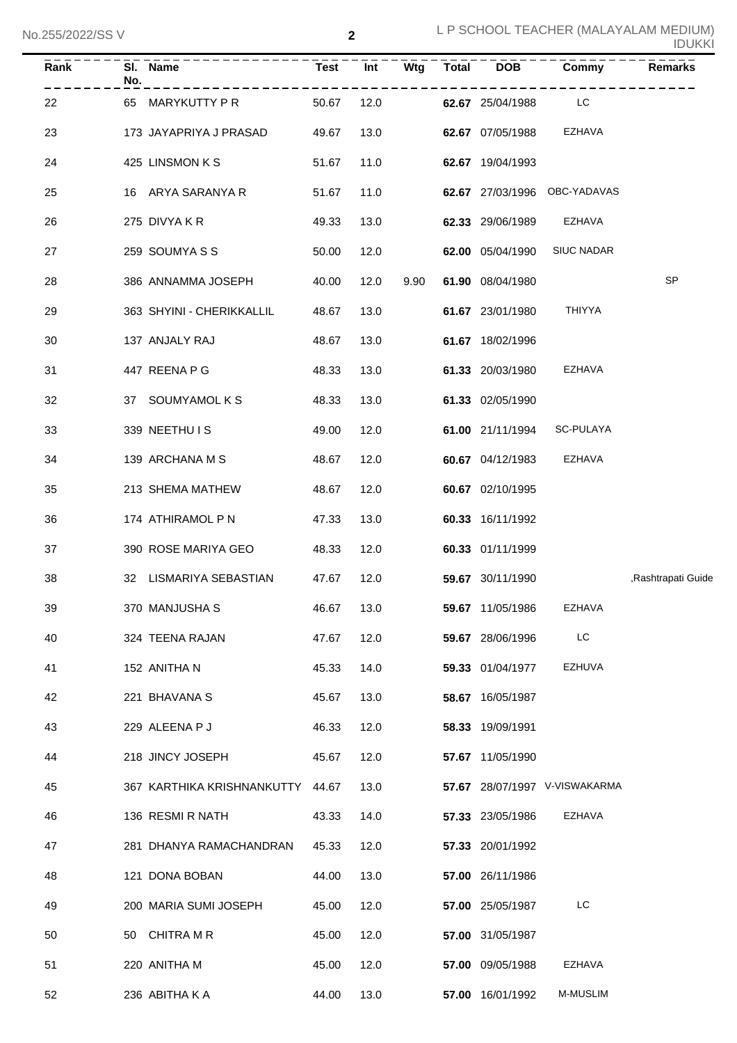| Rank | Sl. No. | Name | Test | Int | Wtg | Total | DOB | Commy | Remarks |
|---|---|---|---|---|---|---|---|---|---|
| 22 | 65 | MARYKUTTY P R | 50.67 | 12.0 | | **62.67** | 25/04/1988 | LC | |
| 23 | 173 | JAYAPRIYA J PRASAD | 49.67 | 13.0 | | **62.67** | 07/05/1988 | EZHAVA | |
| 24 | 425 | LINSMON K S | 51.67 | 11.0 | | **62.67** | 19/04/1993 | | |
| 25 | 16 | ARYA SARANYA R | 51.67 | 11.0 | | **62.67** | 27/03/1996 | OBC-YADAVAS | |
| 26 | 275 | DIVYA K R | 49.33 | 13.0 | | **62.33** | 29/06/1989 | EZHAVA | |
| 27 | 259 | SOUMYA S S | 50.00 | 12.0 | | **62.00** | 05/04/1990 | SIUC NADAR | |
| 28 | 386 | ANNAMMA JOSEPH | 40.00 | 12.0 | 9.90 | **61.90** | 08/04/1980 | | SP |
| 29 | 363 | SHYINI - CHERIKKALLIL | 48.67 | 13.0 | | **61.67** | 23/01/1980 | THIYYA | |
| 30 | 137 | ANJALY RAJ | 48.67 | 13.0 | | **61.67** | 18/02/1996 | | |
| 31 | 447 | REENA P G | 48.33 | 13.0 | | **61.33** | 20/03/1980 | EZHAVA | |
| 32 | 37 | SOUMYAMOL K S | 48.33 | 13.0 | | **61.33** | 02/05/1990 | | |
| 33 | 339 | NEETHU I S | 49.00 | 12.0 | | **61.00** | 21/11/1994 | SC-PULAYA | |
| 34 | 139 | ARCHANA M S | 48.67 | 12.0 | | **60.67** | 04/12/1983 | EZHAVA | |
| 35 | 213 | SHEMA MATHEW | 48.67 | 12.0 | | **60.67** | 02/10/1995 | | |
| 36 | 174 | ATHIRAMOL P N | 47.33 | 13.0 | | **60.33** | 16/11/1992 | | |
| 37 | 390 | ROSE MARIYA GEO | 48.33 | 12.0 | | **60.33** | 01/11/1999 | | |
| 38 | 32 | LISMARIYA SEBASTIAN | 47.67 | 12.0 | | **59.67** | 30/11/1990 | | ,Rashtrapati Guide |
| 39 | 370 | MANJUSHA S | 46.67 | 13.0 | | **59.67** | 11/05/1986 | EZHAVA | |
| 40 | 324 | TEENA RAJAN | 47.67 | 12.0 | | **59.67** | 28/06/1996 | LC | |
| 41 | 152 | ANITHA N | 45.33 | 14.0 | | **59.33** | 01/04/1977 | EZHUVA | |
| 42 | 221 | BHAVANA S | 45.67 | 13.0 | | **58.67** | 16/05/1987 | | |
| 43 | 229 | ALEENA P J | 46.33 | 12.0 | | **58.33** | 19/09/1991 | | |
| 44 | 218 | JINCY JOSEPH | 45.67 | 12.0 | | **57.67** | 11/05/1990 | | |
| 45 | 367 | KARTHIKA KRISHNANKUTTY | 44.67 | 13.0 | | **57.67** | 28/07/1997 | V-VISWAKARMA | |
| 46 | 136 | RESMI R NATH | 43.33 | 14.0 | | **57.33** | 23/05/1986 | EZHAVA | |
| 47 | 281 | DHANYA RAMACHANDRAN | 45.33 | 12.0 | | **57.33** | 20/01/1992 | | |
| 48 | 121 | DONA BOBAN | 44.00 | 13.0 | | **57.00** | 26/11/1986 | | |
| 49 | 200 | MARIA SUMI JOSEPH | 45.00 | 12.0 | | **57.00** | 25/05/1987 | LC | |
| 50 | 50 | CHITRA M R | 45.00 | 12.0 | | **57.00** | 31/05/1987 | | |
| 51 | 220 | ANITHA M | 45.00 | 12.0 | | **57.00** | 09/05/1988 | EZHAVA | |
| 52 | 236 | ABITHA K A | 44.00 | 13.0 | | **57.00** | 16/01/1992 | M-MUSLIM | |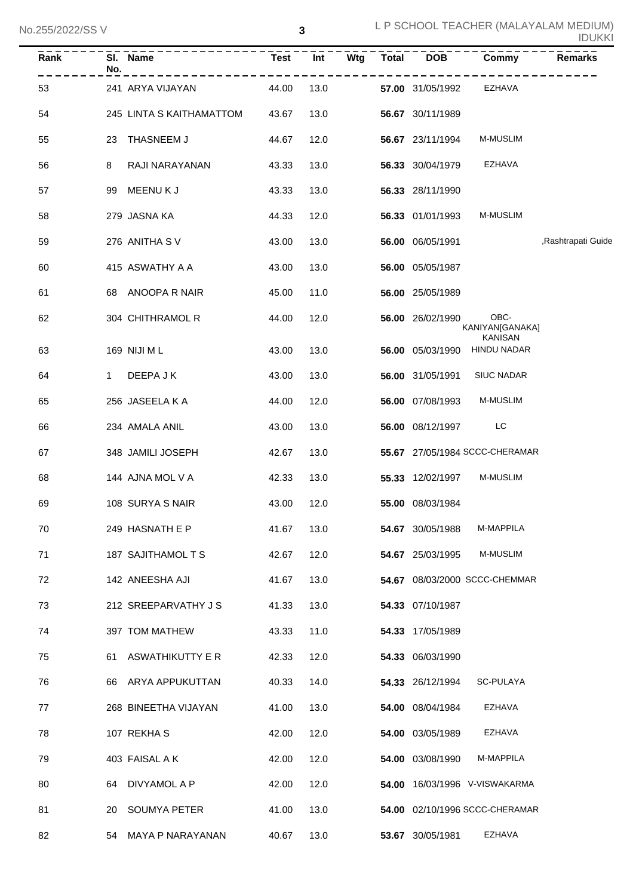| Rank | Sl. No. | Name | Test | Int | Wtg | Total | DOB | Commy | Remarks |
|---|---|---|---|---|---|---|---|---|---|
| 53 | 241 | ARYA VIJAYAN | 44.00 | 13.0 | | **57.00** | 31/05/1992 | EZHAVA | |
| 54 | 245 | LINTA S KAITHAMATTOM | 43.67 | 13.0 | | **56.67** | 30/11/1989 | | |
| 55 | 23 | THASNEEM J | 44.67 | 12.0 | | **56.67** | 23/11/1994 | M-MUSLIM | |
| 56 | 8 | RAJI NARAYANAN | 43.33 | 13.0 | | **56.33** | 30/04/1979 | EZHAVA | |
| 57 | 99 | MEENU K J | 43.33 | 13.0 | | **56.33** | 28/11/1990 | | |
| 58 | 279 | JASNA KA | 44.33 | 12.0 | | **56.33** | 01/01/1993 | M-MUSLIM | |
| 59 | 276 | ANITHA S V | 43.00 | 13.0 | | **56.00** | 06/05/1991 | | ,Rashtrapati Guide |
| 60 | 415 | ASWATHY A A | 43.00 | 13.0 | | **56.00** | 05/05/1987 | | |
| 61 | 68 | ANOOPA R NAIR | 45.00 | 11.0 | | **56.00** | 25/05/1989 | | |
| 62 | 304 | CHITHRAMOL R | 44.00 | 12.0 | | **56.00** | 26/02/1990 | OBC-KANIYAN[GANAKA] KANISAN | |
| 63 | 169 | NIJI M L | 43.00 | 13.0 | | **56.00** | 05/03/1990 | HINDU NADAR | |
| 64 | 1 | DEEPA J K | 43.00 | 13.0 | | **56.00** | 31/05/1991 | SIUC NADAR | |
| 65 | 256 | JASEELA K A | 44.00 | 12.0 | | **56.00** | 07/08/1993 | M-MUSLIM | |
| 66 | 234 | AMALA ANIL | 43.00 | 13.0 | | **56.00** | 08/12/1997 | LC | |
| 67 | 348 | JAMILI JOSEPH | 42.67 | 13.0 | | **55.67** | 27/05/1984 | SCCC-CHERAMAR | |
| 68 | 144 | AJNA MOL V A | 42.33 | 13.0 | | **55.33** | 12/02/1997 | M-MUSLIM | |
| 69 | 108 | SURYA S NAIR | 43.00 | 12.0 | | **55.00** | 08/03/1984 | | |
| 70 | 249 | HASNATH E P | 41.67 | 13.0 | | **54.67** | 30/05/1988 | M-MAPPILA | |
| 71 | 187 | SAJITHAMOL T S | 42.67 | 12.0 | | **54.67** | 25/03/1995 | M-MUSLIM | |
| 72 | 142 | ANEESHA AJI | 41.67 | 13.0 | | **54.67** | 08/03/2000 | SCCC-CHEMMAR | |
| 73 | 212 | SREEPARVATHY J S | 41.33 | 13.0 | | **54.33** | 07/10/1987 | | |
| 74 | 397 | TOM MATHEW | 43.33 | 11.0 | | **54.33** | 17/05/1989 | | |
| 75 | 61 | ASWATHIKUTTY E R | 42.33 | 12.0 | | **54.33** | 06/03/1990 | | |
| 76 | 66 | ARYA APPUKUTTAN | 40.33 | 14.0 | | **54.33** | 26/12/1994 | SC-PULAYA | |
| 77 | 268 | BINEETHA VIJAYAN | 41.00 | 13.0 | | **54.00** | 08/04/1984 | EZHAVA | |
| 78 | 107 | REKHA S | 42.00 | 12.0 | | **54.00** | 03/05/1989 | EZHAVA | |
| 79 | 403 | FAISAL A K | 42.00 | 12.0 | | **54.00** | 03/08/1990 | M-MAPPILA | |
| 80 | 64 | DIVYAMOL A P | 42.00 | 12.0 | | **54.00** | 16/03/1996 | V-VISWAKARMA | |
| 81 | 20 | SOUMYA PETER | 41.00 | 13.0 | | **54.00** | 02/10/1996 | SCCC-CHERAMAR | |
| 82 | 54 | MAYA P NARAYANAN | 40.67 | 13.0 | | **53.67** | 30/05/1981 | EZHAVA | |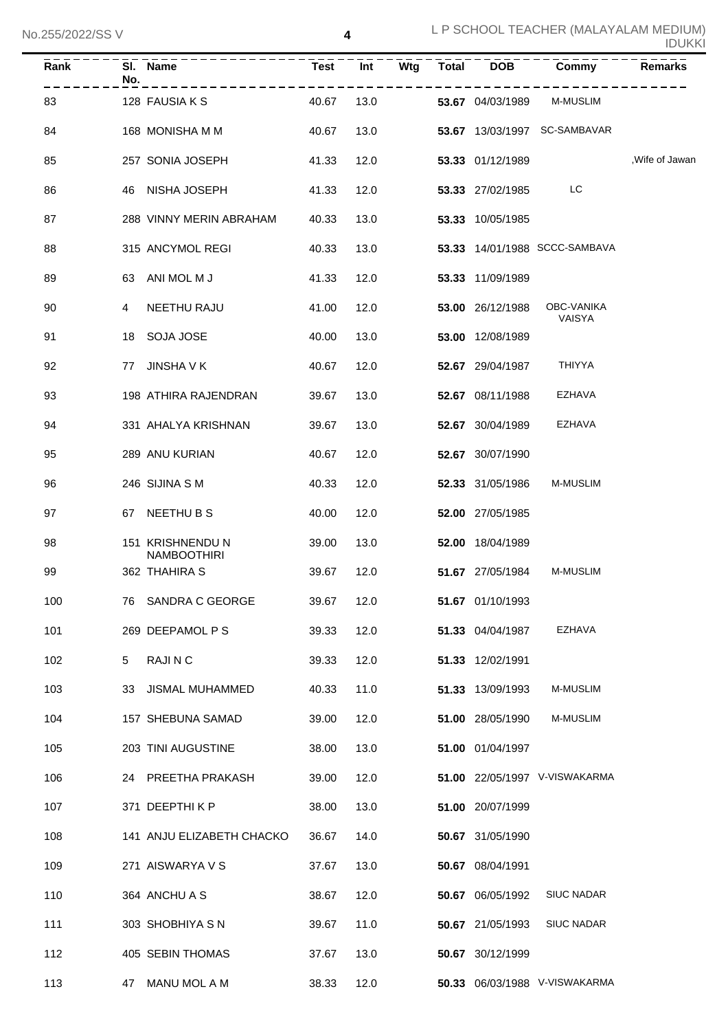| Rank | Sl. No. | Name | Test | Int | Wtg | Total | DOB | Commy | Remarks |
|---|---|---|---|---|---|---|---|---|---|
| 83 | 128 | FAUSIA K S | 40.67 | 13.0 | | **53.67** | 04/03/1989 | M-MUSLIM | |
| 84 | 168 | MONISHA M M | 40.67 | 13.0 | | **53.67** | 13/03/1997 | SC-SAMBAVAR | |
| 85 | 257 | SONIA JOSEPH | 41.33 | 12.0 | | **53.33** | 01/12/1989 | | ,Wife of Jawan |
| 86 | 46 | NISHA JOSEPH | 41.33 | 12.0 | | **53.33** | 27/02/1985 | LC | |
| 87 | 288 | VINNY MERIN ABRAHAM | 40.33 | 13.0 | | **53.33** | 10/05/1985 | | |
| 88 | 315 | ANCYMOL REGI | 40.33 | 13.0 | | **53.33** | 14/01/1988 | SCCC-SAMBAVA | |
| 89 | 63 | ANI MOL M J | 41.33 | 12.0 | | **53.33** | 11/09/1989 | | |
| 90 | 4 | NEETHU RAJU | 41.00 | 12.0 | | **53.00** | 26/12/1988 | OBC-VANIKA VAISYA | |
| 91 | 18 | SOJA JOSE | 40.00 | 13.0 | | **53.00** | 12/08/1989 | | |
| 92 | 77 | JINSHA V K | 40.67 | 12.0 | | **52.67** | 29/04/1987 | THIYYA | |
| 93 | 198 | ATHIRA RAJENDRAN | 39.67 | 13.0 | | **52.67** | 08/11/1988 | EZHAVA | |
| 94 | 331 | AHALYA KRISHNAN | 39.67 | 13.0 | | **52.67** | 30/04/1989 | EZHAVA | |
| 95 | 289 | ANU KURIAN | 40.67 | 12.0 | | **52.67** | 30/07/1990 | | |
| 96 | 246 | SIJINA S M | 40.33 | 12.0 | | **52.33** | 31/05/1986 | M-MUSLIM | |
| 97 | 67 | NEETHU B S | 40.00 | 12.0 | | **52.00** | 27/05/1985 | | |
| 98 | 151 | KRISHNENDU N NAMBOOTHIRI | 39.00 | 13.0 | | **52.00** | 18/04/1989 | | |
| 99 | 362 | THAHIRA S | 39.67 | 12.0 | | **51.67** | 27/05/1984 | M-MUSLIM | |
| 100 | 76 | SANDRA C GEORGE | 39.67 | 12.0 | | **51.67** | 01/10/1993 | | |
| 101 | 269 | DEEPAMOL P S | 39.33 | 12.0 | | **51.33** | 04/04/1987 | EZHAVA | |
| 102 | 5 | RAJI N C | 39.33 | 12.0 | | **51.33** | 12/02/1991 | | |
| 103 | 33 | JISMAL MUHAMMED | 40.33 | 11.0 | | **51.33** | 13/09/1993 | M-MUSLIM | |
| 104 | 157 | SHEBUNA SAMAD | 39.00 | 12.0 | | **51.00** | 28/05/1990 | M-MUSLIM | |
| 105 | 203 | TINI AUGUSTINE | 38.00 | 13.0 | | **51.00** | 01/04/1997 | | |
| 106 | 24 | PREETHA PRAKASH | 39.00 | 12.0 | | **51.00** | 22/05/1997 | V-VISWAKARMA | |
| 107 | 371 | DEEPTHI K P | 38.00 | 13.0 | | **51.00** | 20/07/1999 | | |
| 108 | 141 | ANJU ELIZABETH CHACKO | 36.67 | 14.0 | | **50.67** | 31/05/1990 | | |
| 109 | 271 | AISWARYA V S | 37.67 | 13.0 | | **50.67** | 08/04/1991 | | |
| 110 | 364 | ANCHU A S | 38.67 | 12.0 | | **50.67** | 06/05/1992 | SIUC NADAR | |
| 111 | 303 | SHOBHIYA S N | 39.67 | 11.0 | | **50.67** | 21/05/1993 | SIUC NADAR | |
| 112 | 405 | SEBIN THOMAS | 37.67 | 13.0 | | **50.67** | 30/12/1999 | | |
| 113 | 47 | MANU MOL A M | 38.33 | 12.0 | | **50.33** | 06/03/1988 | V-VISWAKARMA | |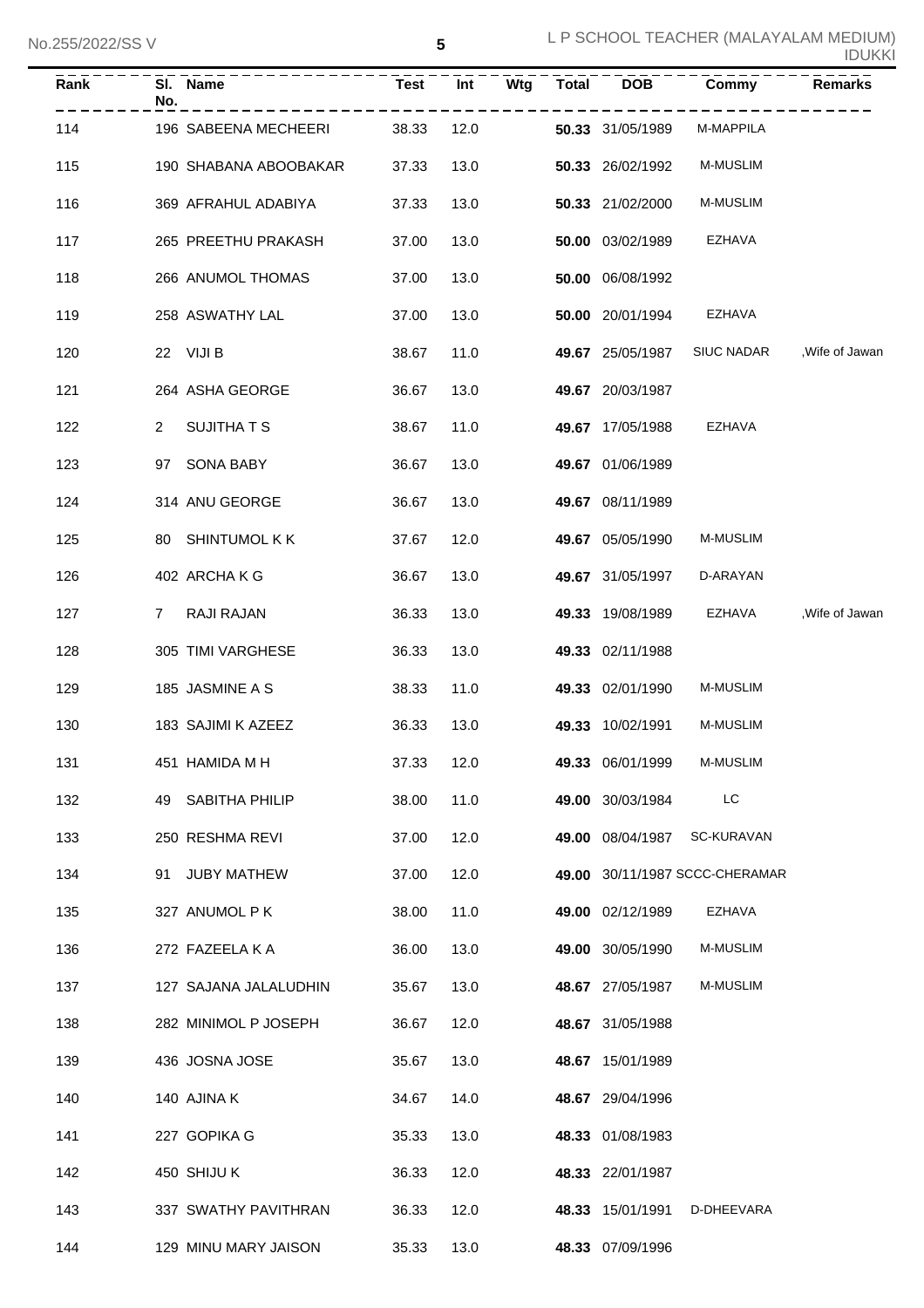| Rank | Sl. No. | Name | Test | Int | Wtg | Total | DOB | Commy | Remarks |
|---|---|---|---|---|---|---|---|---|---|
| 114 | 196 | SABEENA MECHEERI | 38.33 | 12.0 | | **50.33** | 31/05/1989 | M-MAPPILA | |
| 115 | 190 | SHABANA ABOOBAKAR | 37.33 | 13.0 | | **50.33** | 26/02/1992 | M-MUSLIM | |
| 116 | 369 | AFRAHUL ADABIYA | 37.33 | 13.0 | | **50.33** | 21/02/2000 | M-MUSLIM | |
| 117 | 265 | PREETHU PRAKASH | 37.00 | 13.0 | | **50.00** | 03/02/1989 | EZHAVA | |
| 118 | 266 | ANUMOL THOMAS | 37.00 | 13.0 | | **50.00** | 06/08/1992 | | |
| 119 | 258 | ASWATHY LAL | 37.00 | 13.0 | | **50.00** | 20/01/1994 | EZHAVA | |
| 120 | 22 | VIJI B | 38.67 | 11.0 | | **49.67** | 25/05/1987 | SIUC NADAR | ,Wife of Jawan |
| 121 | 264 | ASHA GEORGE | 36.67 | 13.0 | | **49.67** | 20/03/1987 | | |
| 122 | 2 | SUJITHA T S | 38.67 | 11.0 | | **49.67** | 17/05/1988 | EZHAVA | |
| 123 | 97 | SONA BABY | 36.67 | 13.0 | | **49.67** | 01/06/1989 | | |
| 124 | 314 | ANU GEORGE | 36.67 | 13.0 | | **49.67** | 08/11/1989 | | |
| 125 | 80 | SHINTUMOL K K | 37.67 | 12.0 | | **49.67** | 05/05/1990 | M-MUSLIM | |
| 126 | 402 | ARCHA K G | 36.67 | 13.0 | | **49.67** | 31/05/1997 | D-ARAYAN | |
| 127 | 7 | RAJI RAJAN | 36.33 | 13.0 | | **49.33** | 19/08/1989 | EZHAVA | ,Wife of Jawan |
| 128 | 305 | TIMI VARGHESE | 36.33 | 13.0 | | **49.33** | 02/11/1988 | | |
| 129 | 185 | JASMINE A S | 38.33 | 11.0 | | **49.33** | 02/01/1990 | M-MUSLIM | |
| 130 | 183 | SAJIMI K AZEEZ | 36.33 | 13.0 | | **49.33** | 10/02/1991 | M-MUSLIM | |
| 131 | 451 | HAMIDA M H | 37.33 | 12.0 | | **49.33** | 06/01/1999 | M-MUSLIM | |
| 132 | 49 | SABITHA PHILIP | 38.00 | 11.0 | | **49.00** | 30/03/1984 | LC | |
| 133 | 250 | RESHMA REVI | 37.00 | 12.0 | | **49.00** | 08/04/1987 | SC-KURAVAN | |
| 134 | 91 | JUBY MATHEW | 37.00 | 12.0 | | **49.00** | 30/11/1987 | SCCC-CHERAMAR | |
| 135 | 327 | ANUMOL P K | 38.00 | 11.0 | | **49.00** | 02/12/1989 | EZHAVA | |
| 136 | 272 | FAZEELA K A | 36.00 | 13.0 | | **49.00** | 30/05/1990 | M-MUSLIM | |
| 137 | 127 | SAJANA JALALUDHIN | 35.67 | 13.0 | | **48.67** | 27/05/1987 | M-MUSLIM | |
| 138 | 282 | MINIMOL P JOSEPH | 36.67 | 12.0 | | **48.67** | 31/05/1988 | | |
| 139 | 436 | JOSNA JOSE | 35.67 | 13.0 | | **48.67** | 15/01/1989 | | |
| 140 | 140 | AJINA K | 34.67 | 14.0 | | **48.67** | 29/04/1996 | | |
| 141 | 227 | GOPIKA G | 35.33 | 13.0 | | **48.33** | 01/08/1983 | | |
| 142 | 450 | SHIJU K | 36.33 | 12.0 | | **48.33** | 22/01/1987 | | |
| 143 | 337 | SWATHY PAVITHRAN | 36.33 | 12.0 | | **48.33** | 15/01/1991 | D-DHEEVARA | |
| 144 | 129 | MINU MARY JAISON | 35.33 | 13.0 | | **48.33** | 07/09/1996 | | |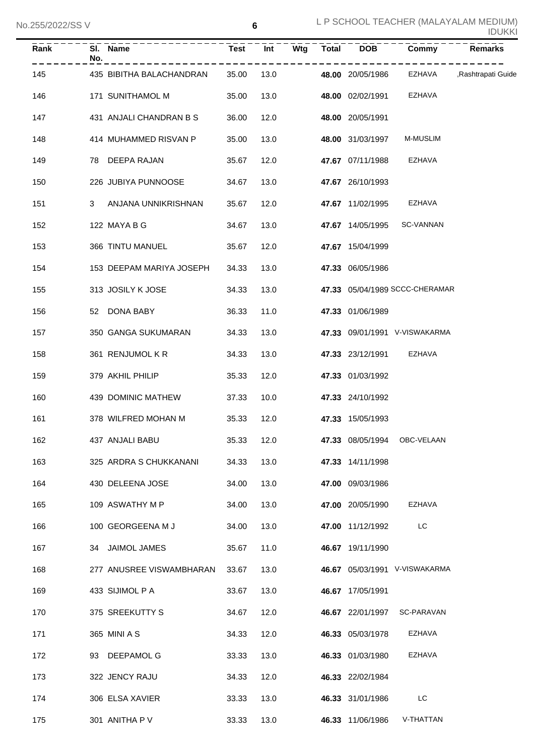| Rank | Sl. No. | Name | Test | Int | Wtg | Total | DOB | Commy | Remarks |
|---|---|---|---|---|---|---|---|---|---|
| 145 | 435 | BIBITHA BALACHANDRAN | 35.00 | 13.0 | | **48.00** | 20/05/1986 | EZHAVA | ,Rashtrapati Guide |
| 146 | 171 | SUNITHAMOL M | 35.00 | 13.0 | | **48.00** | 02/02/1991 | EZHAVA | |
| 147 | 431 | ANJALI CHANDRAN B S | 36.00 | 12.0 | | **48.00** | 20/05/1991 | | |
| 148 | 414 | MUHAMMED RISVAN P | 35.00 | 13.0 | | **48.00** | 31/03/1997 | M-MUSLIM | |
| 149 | 78 | DEEPA RAJAN | 35.67 | 12.0 | | **47.67** | 07/11/1988 | EZHAVA | |
| 150 | 226 | JUBIYA PUNNOOSE | 34.67 | 13.0 | | **47.67** | 26/10/1993 | | |
| 151 | 3 | ANJANA UNNIKRISHNAN | 35.67 | 12.0 | | **47.67** | 11/02/1995 | EZHAVA | |
| 152 | 122 | MAYA B G | 34.67 | 13.0 | | **47.67** | 14/05/1995 | SC-VANNAN | |
| 153 | 366 | TINTU MANUEL | 35.67 | 12.0 | | **47.67** | 15/04/1999 | | |
| 154 | 153 | DEEPAM MARIYA JOSEPH | 34.33 | 13.0 | | **47.33** | 06/05/1986 | | |
| 155 | 313 | JOSILY K JOSE | 34.33 | 13.0 | | **47.33** | 05/04/1989 | SCCC-CHERAMAR | |
| 156 | 52 | DONA BABY | 36.33 | 11.0 | | **47.33** | 01/06/1989 | | |
| 157 | 350 | GANGA SUKUMARAN | 34.33 | 13.0 | | **47.33** | 09/01/1991 | V-VISWAKARMA | |
| 158 | 361 | RENJUMOL K R | 34.33 | 13.0 | | **47.33** | 23/12/1991 | EZHAVA | |
| 159 | 379 | AKHIL PHILIP | 35.33 | 12.0 | | **47.33** | 01/03/1992 | | |
| 160 | 439 | DOMINIC MATHEW | 37.33 | 10.0 | | **47.33** | 24/10/1992 | | |
| 161 | 378 | WILFRED MOHAN M | 35.33 | 12.0 | | **47.33** | 15/05/1993 | | |
| 162 | 437 | ANJALI BABU | 35.33 | 12.0 | | **47.33** | 08/05/1994 | OBC-VELAAN | |
| 163 | 325 | ARDRA S CHUKKANANI | 34.33 | 13.0 | | **47.33** | 14/11/1998 | | |
| 164 | 430 | DELEENA JOSE | 34.00 | 13.0 | | **47.00** | 09/03/1986 | | |
| 165 | 109 | ASWATHY M P | 34.00 | 13.0 | | **47.00** | 20/05/1990 | EZHAVA | |
| 166 | 100 | GEORGEENA M J | 34.00 | 13.0 | | **47.00** | 11/12/1992 | LC | |
| 167 | 34 | JAIMOL JAMES | 35.67 | 11.0 | | **46.67** | 19/11/1990 | | |
| 168 | 277 | ANUSREE VISWAMBHARAN | 33.67 | 13.0 | | **46.67** | 05/03/1991 | V-VISWAKARMA | |
| 169 | 433 | SIJIMOL P A | 33.67 | 13.0 | | **46.67** | 17/05/1991 | | |
| 170 | 375 | SREEKUTTY S | 34.67 | 12.0 | | **46.67** | 22/01/1997 | SC-PARAVAN | |
| 171 | 365 | MINI A S | 34.33 | 12.0 | | **46.33** | 05/03/1978 | EZHAVA | |
| 172 | 93 | DEEPAMOL G | 33.33 | 13.0 | | **46.33** | 01/03/1980 | EZHAVA | |
| 173 | 322 | JENCY RAJU | 34.33 | 12.0 | | **46.33** | 22/02/1984 | | |
| 174 | 306 | ELSA XAVIER | 33.33 | 13.0 | | **46.33** | 31/01/1986 | LC | |
| 175 | 301 | ANITHA P V | 33.33 | 13.0 | | **46.33** | 11/06/1986 | V-THATTAN | |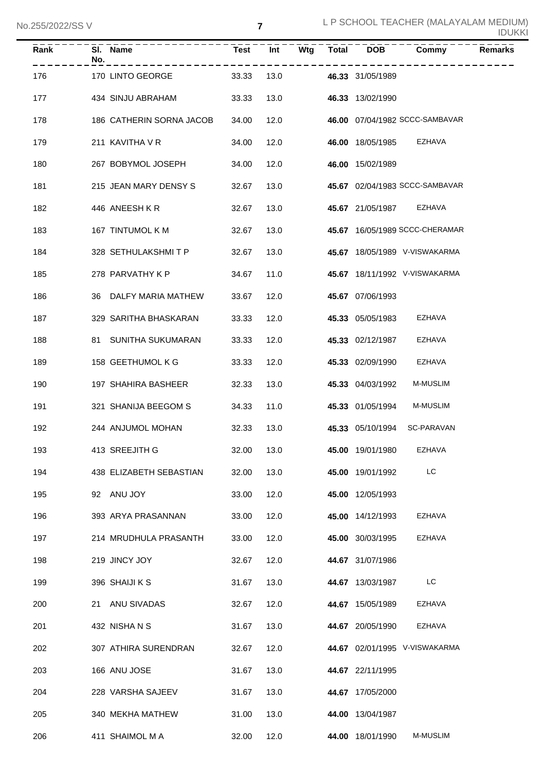| Rank | Sl. No. | Name | Test | Int | Wtg | Total | DOB | Commy | Remarks |
|---|---|---|---|---|---|---|---|---|---|
| 176 | 170 | LINTO GEORGE | 33.33 | 13.0 | | **46.33** | 31/05/1989 | | |
| 177 | 434 | SINJU ABRAHAM | 33.33 | 13.0 | | **46.33** | 13/02/1990 | | |
| 178 | 186 | CATHERIN SORNA JACOB | 34.00 | 12.0 | | **46.00** | 07/04/1982 | SCCC-SAMBAVAR | |
| 179 | 211 | KAVITHA V R | 34.00 | 12.0 | | **46.00** | 18/05/1985 | EZHAVA | |
| 180 | 267 | BOBYMOL JOSEPH | 34.00 | 12.0 | | **46.00** | 15/02/1989 | | |
| 181 | 215 | JEAN MARY DENSY S | 32.67 | 13.0 | | **45.67** | 02/04/1983 | SCCC-SAMBAVAR | |
| 182 | 446 | ANEESH K R | 32.67 | 13.0 | | **45.67** | 21/05/1987 | EZHAVA | |
| 183 | 167 | TINTUMOL K M | 32.67 | 13.0 | | **45.67** | 16/05/1989 | SCCC-CHERAMAR | |
| 184 | 328 | SETHULAKSHMI T P | 32.67 | 13.0 | | **45.67** | 18/05/1989 | V-VISWAKARMA | |
| 185 | 278 | PARVATHY K P | 34.67 | 11.0 | | **45.67** | 18/11/1992 | V-VISWAKARMA | |
| 186 | 36 | DALFY MARIA MATHEW | 33.67 | 12.0 | | **45.67** | 07/06/1993 | | |
| 187 | 329 | SARITHA BHASKARAN | 33.33 | 12.0 | | **45.33** | 05/05/1983 | EZHAVA | |
| 188 | 81 | SUNITHA SUKUMARAN | 33.33 | 12.0 | | **45.33** | 02/12/1987 | EZHAVA | |
| 189 | 158 | GEETHUMOL K G | 33.33 | 12.0 | | **45.33** | 02/09/1990 | EZHAVA | |
| 190 | 197 | SHAHIRA BASHEER | 32.33 | 13.0 | | **45.33** | 04/03/1992 | M-MUSLIM | |
| 191 | 321 | SHANIJA BEEGOM S | 34.33 | 11.0 | | **45.33** | 01/05/1994 | M-MUSLIM | |
| 192 | 244 | ANJUMOL MOHAN | 32.33 | 13.0 | | **45.33** | 05/10/1994 | SC-PARAVAN | |
| 193 | 413 | SREEJITH G | 32.00 | 13.0 | | **45.00** | 19/01/1980 | EZHAVA | |
| 194 | 438 | ELIZABETH SEBASTIAN | 32.00 | 13.0 | | **45.00** | 19/01/1992 | LC | |
| 195 | 92 | ANU JOY | 33.00 | 12.0 | | **45.00** | 12/05/1993 | | |
| 196 | 393 | ARYA PRASANNAN | 33.00 | 12.0 | | **45.00** | 14/12/1993 | EZHAVA | |
| 197 | 214 | MRUDHULA PRASANTH | 33.00 | 12.0 | | **45.00** | 30/03/1995 | EZHAVA | |
| 198 | 219 | JINCY JOY | 32.67 | 12.0 | | **44.67** | 31/07/1986 | | |
| 199 | 396 | SHAIJI K S | 31.67 | 13.0 | | **44.67** | 13/03/1987 | LC | |
| 200 | 21 | ANU SIVADAS | 32.67 | 12.0 | | **44.67** | 15/05/1989 | EZHAVA | |
| 201 | 432 | NISHA N S | 31.67 | 13.0 | | **44.67** | 20/05/1990 | EZHAVA | |
| 202 | 307 | ATHIRA SURENDRAN | 32.67 | 12.0 | | **44.67** | 02/01/1995 | V-VISWAKARMA | |
| 203 | 166 | ANU JOSE | 31.67 | 13.0 | | **44.67** | 22/11/1995 | | |
| 204 | 228 | VARSHA SAJEEV | 31.67 | 13.0 | | **44.67** | 17/05/2000 | | |
| 205 | 340 | MEKHA MATHEW | 31.00 | 13.0 | | **44.00** | 13/04/1987 | | |
| 206 | 411 | SHAIMOL M A | 32.00 | 12.0 | | **44.00** | 18/01/1990 | M-MUSLIM | |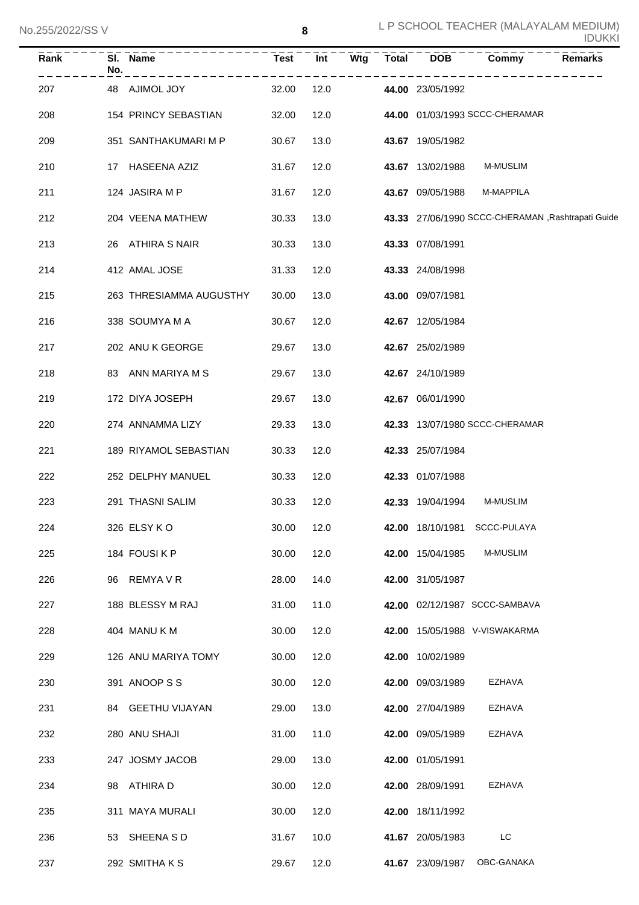| Rank | Sl. No. | Name | Test | Int | Wtg | Total | DOB | Commy | Remarks |
|---|---|---|---|---|---|---|---|---|---|
| 207 | 48 | AJIMOL JOY | 32.00 | 12.0 | | **44.00** | 23/05/1992 | | |
| 208 | 154 | PRINCY SEBASTIAN | 32.00 | 12.0 | | **44.00** | 01/03/1993 | SCCC-CHERAMAR | |
| 209 | 351 | SANTHAKUMARI M P | 30.67 | 13.0 | | **43.67** | 19/05/1982 | | |
| 210 | 17 | HASEENA AZIZ | 31.67 | 12.0 | | **43.67** | 13/02/1988 | M-MUSLIM | |
| 211 | 124 | JASIRA M P | 31.67 | 12.0 | | **43.67** | 09/05/1988 | M-MAPPILA | |
| 212 | 204 | VEENA MATHEW | 30.33 | 13.0 | | **43.33** | 27/06/1990 | SCCC-CHERAMAN | ,Rashtrapati Guide |
| 213 | 26 | ATHIRA S NAIR | 30.33 | 13.0 | | **43.33** | 07/08/1991 | | |
| 214 | 412 | AMAL JOSE | 31.33 | 12.0 | | **43.33** | 24/08/1998 | | |
| 215 | 263 | THRESIAMMA AUGUSTHY | 30.00 | 13.0 | | **43.00** | 09/07/1981 | | |
| 216 | 338 | SOUMYA M A | 30.67 | 12.0 | | **42.67** | 12/05/1984 | | |
| 217 | 202 | ANU K GEORGE | 29.67 | 13.0 | | **42.67** | 25/02/1989 | | |
| 218 | 83 | ANN MARIYA M S | 29.67 | 13.0 | | **42.67** | 24/10/1989 | | |
| 219 | 172 | DIYA JOSEPH | 29.67 | 13.0 | | **42.67** | 06/01/1990 | | |
| 220 | 274 | ANNAMMA LIZY | 29.33 | 13.0 | | **42.33** | 13/07/1980 | SCCC-CHERAMAR | |
| 221 | 189 | RIYAMOL SEBASTIAN | 30.33 | 12.0 | | **42.33** | 25/07/1984 | | |
| 222 | 252 | DELPHY MANUEL | 30.33 | 12.0 | | **42.33** | 01/07/1988 | | |
| 223 | 291 | THASNI SALIM | 30.33 | 12.0 | | **42.33** | 19/04/1994 | M-MUSLIM | |
| 224 | 326 | ELSY K O | 30.00 | 12.0 | | **42.00** | 18/10/1981 | SCCC-PULAYA | |
| 225 | 184 | FOUSI K P | 30.00 | 12.0 | | **42.00** | 15/04/1985 | M-MUSLIM | |
| 226 | 96 | REMYA V R | 28.00 | 14.0 | | **42.00** | 31/05/1987 | | |
| 227 | 188 | BLESSY M RAJ | 31.00 | 11.0 | | **42.00** | 02/12/1987 | SCCC-SAMBAVA | |
| 228 | 404 | MANU K M | 30.00 | 12.0 | | **42.00** | 15/05/1988 | V-VISWAKARMA | |
| 229 | 126 | ANU MARIYA TOMY | 30.00 | 12.0 | | **42.00** | 10/02/1989 | | |
| 230 | 391 | ANOOP S S | 30.00 | 12.0 | | **42.00** | 09/03/1989 | EZHAVA | |
| 231 | 84 | GEETHU VIJAYAN | 29.00 | 13.0 | | **42.00** | 27/04/1989 | EZHAVA | |
| 232 | 280 | ANU SHAJI | 31.00 | 11.0 | | **42.00** | 09/05/1989 | EZHAVA | |
| 233 | 247 | JOSMY JACOB | 29.00 | 13.0 | | **42.00** | 01/05/1991 | | |
| 234 | 98 | ATHIRA D | 30.00 | 12.0 | | **42.00** | 28/09/1991 | EZHAVA | |
| 235 | 311 | MAYA MURALI | 30.00 | 12.0 | | **42.00** | 18/11/1992 | | |
| 236 | 53 | SHEENA S D | 31.67 | 10.0 | | **41.67** | 20/05/1983 | LC | |
| 237 | 292 | SMITHA K S | 29.67 | 12.0 | | **41.67** | 23/09/1987 | OBC-GANAKA | |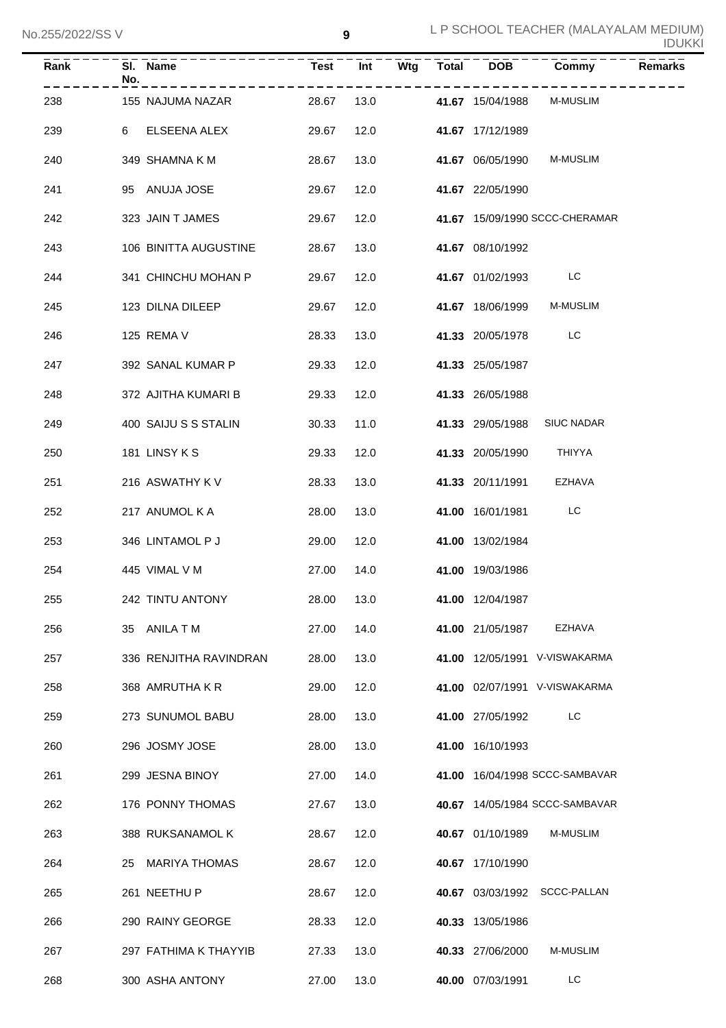| Rank | Sl. No. | Name | Test | Int | Wtg | Total | DOB | Commy | Remarks |
|---|---|---|---|---|---|---|---|---|---|
| 238 | 155 | NAJUMA NAZAR | 28.67 | 13.0 | | **41.67** | 15/04/1988 | M-MUSLIM | |
| 239 | 6 | ELSEENA ALEX | 29.67 | 12.0 | | **41.67** | 17/12/1989 | | |
| 240 | 349 | SHAMNA K M | 28.67 | 13.0 | | **41.67** | 06/05/1990 | M-MUSLIM | |
| 241 | 95 | ANUJA JOSE | 29.67 | 12.0 | | **41.67** | 22/05/1990 | | |
| 242 | 323 | JAIN T JAMES | 29.67 | 12.0 | | **41.67** | 15/09/1990 | SCCC-CHERAMAR | |
| 243 | 106 | BINITTA AUGUSTINE | 28.67 | 13.0 | | **41.67** | 08/10/1992 | | |
| 244 | 341 | CHINCHU MOHAN P | 29.67 | 12.0 | | **41.67** | 01/02/1993 | LC | |
| 245 | 123 | DILNA DILEEP | 29.67 | 12.0 | | **41.67** | 18/06/1999 | M-MUSLIM | |
| 246 | 125 | REMA V | 28.33 | 13.0 | | **41.33** | 20/05/1978 | LC | |
| 247 | 392 | SANAL KUMAR P | 29.33 | 12.0 | | **41.33** | 25/05/1987 | | |
| 248 | 372 | AJITHA KUMARI B | 29.33 | 12.0 | | **41.33** | 26/05/1988 | | |
| 249 | 400 | SAIJU S S STALIN | 30.33 | 11.0 | | **41.33** | 29/05/1988 | SIUC NADAR | |
| 250 | 181 | LINSY K S | 29.33 | 12.0 | | **41.33** | 20/05/1990 | THIYYA | |
| 251 | 216 | ASWATHY K V | 28.33 | 13.0 | | **41.33** | 20/11/1991 | EZHAVA | |
| 252 | 217 | ANUMOL K A | 28.00 | 13.0 | | **41.00** | 16/01/1981 | LC | |
| 253 | 346 | LINTAMOL P J | 29.00 | 12.0 | | **41.00** | 13/02/1984 | | |
| 254 | 445 | VIMAL V M | 27.00 | 14.0 | | **41.00** | 19/03/1986 | | |
| 255 | 242 | TINTU ANTONY | 28.00 | 13.0 | | **41.00** | 12/04/1987 | | |
| 256 | 35 | ANILA T M | 27.00 | 14.0 | | **41.00** | 21/05/1987 | EZHAVA | |
| 257 | 336 | RENJITHA RAVINDRAN | 28.00 | 13.0 | | **41.00** | 12/05/1991 | V-VISWAKARMA | |
| 258 | 368 | AMRUTHA K R | 29.00 | 12.0 | | **41.00** | 02/07/1991 | V-VISWAKARMA | |
| 259 | 273 | SUNUMOL BABU | 28.00 | 13.0 | | **41.00** | 27/05/1992 | LC | |
| 260 | 296 | JOSMY JOSE | 28.00 | 13.0 | | **41.00** | 16/10/1993 | | |
| 261 | 299 | JESNA BINOY | 27.00 | 14.0 | | **41.00** | 16/04/1998 | SCCC-SAMBAVAR | |
| 262 | 176 | PONNY THOMAS | 27.67 | 13.0 | | **40.67** | 14/05/1984 | SCCC-SAMBAVAR | |
| 263 | 388 | RUKSANAMOL K | 28.67 | 12.0 | | **40.67** | 01/10/1989 | M-MUSLIM | |
| 264 | 25 | MARIYA THOMAS | 28.67 | 12.0 | | **40.67** | 17/10/1990 | | |
| 265 | 261 | NEETHU P | 28.67 | 12.0 | | **40.67** | 03/03/1992 | SCCC-PALLAN | |
| 266 | 290 | RAINY GEORGE | 28.33 | 12.0 | | **40.33** | 13/05/1986 | | |
| 267 | 297 | FATHIMA K THAYYIB | 27.33 | 13.0 | | **40.33** | 27/06/2000 | M-MUSLIM | |
| 268 | 300 | ASHA ANTONY | 27.00 | 13.0 | | **40.00** | 07/03/1991 | LC | |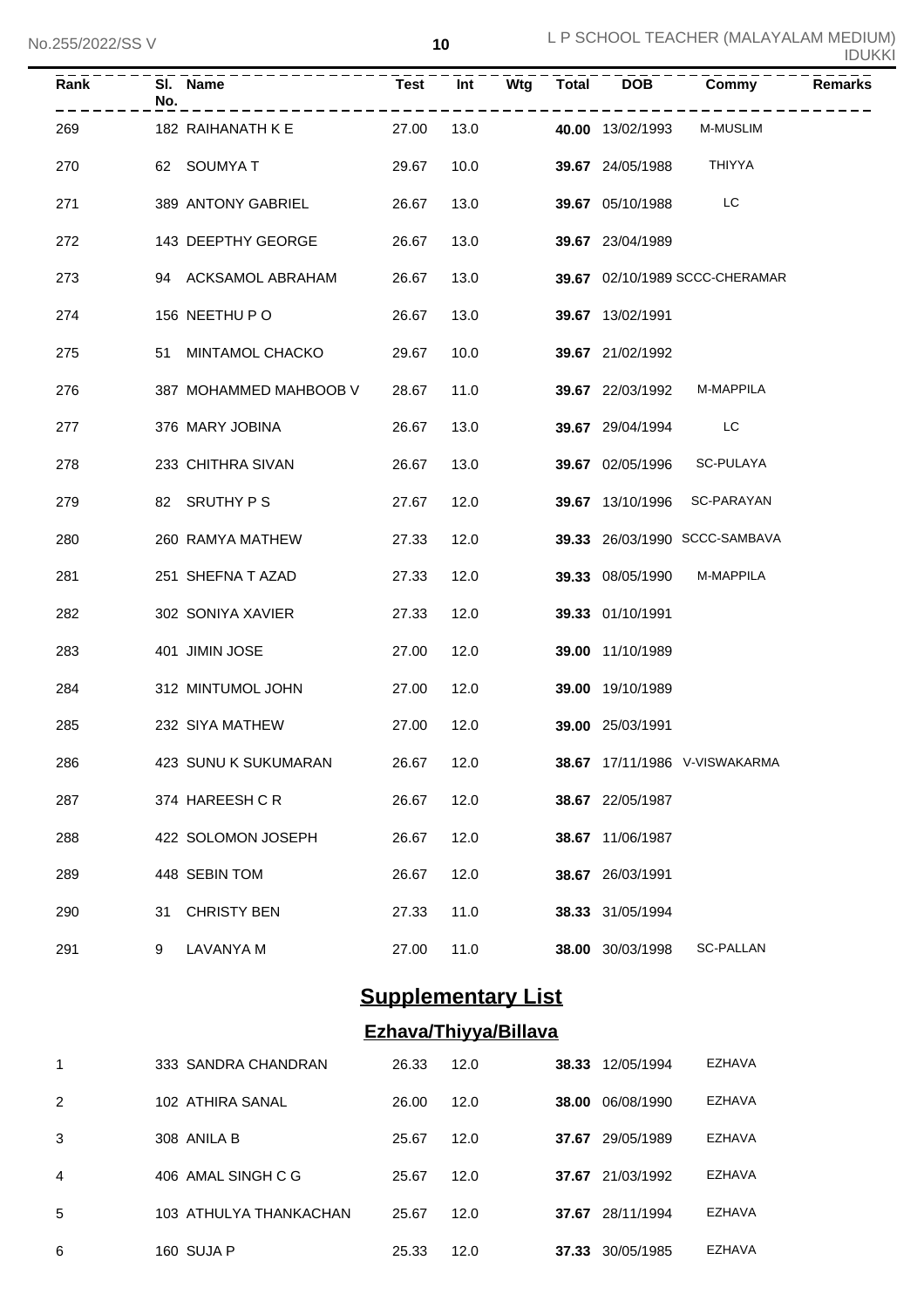| Rank | Sl. No. | Name | Test | Int | Wtg | Total | DOB | Commy | Remarks |
|---|---|---|---|---|---|---|---|---|---|
| 269 | 182 | RAIHANATH K E | 27.00 | 13.0 | | **40.00** | 13/02/1993 | M-MUSLIM | |
| 270 | 62 | SOUMYA T | 29.67 | 10.0 | | **39.67** | 24/05/1988 | THIYYA | |
| 271 | 389 | ANTONY GABRIEL | 26.67 | 13.0 | | **39.67** | 05/10/1988 | LC | |
| 272 | 143 | DEEPTHY GEORGE | 26.67 | 13.0 | | **39.67** | 23/04/1989 | | |
| 273 | 94 | ACKSAMOL ABRAHAM | 26.67 | 13.0 | | **39.67** | 02/10/1989 | SCCC-CHERAMAR | |
| 274 | 156 | NEETHU P O | 26.67 | 13.0 | | **39.67** | 13/02/1991 | | |
| 275 | 51 | MINTAMOL CHACKO | 29.67 | 10.0 | | **39.67** | 21/02/1992 | | |
| 276 | 387 | MOHAMMED MAHBOOB V | 28.67 | 11.0 | | **39.67** | 22/03/1992 | M-MAPPILA | |
| 277 | 376 | MARY JOBINA | 26.67 | 13.0 | | **39.67** | 29/04/1994 | LC | |
| 278 | 233 | CHITHRA SIVAN | 26.67 | 13.0 | | **39.67** | 02/05/1996 | SC-PULAYA | |
| 279 | 82 | SRUTHY P S | 27.67 | 12.0 | | **39.67** | 13/10/1996 | SC-PARAYAN | |
| 280 | 260 | RAMYA MATHEW | 27.33 | 12.0 | | **39.33** | 26/03/1990 | SCCC-SAMBAVA | |
| 281 | 251 | SHEFNA T AZAD | 27.33 | 12.0 | | **39.33** | 08/05/1990 | M-MAPPILA | |
| 282 | 302 | SONIYA XAVIER | 27.33 | 12.0 | | **39.33** | 01/10/1991 | | |
| 283 | 401 | JIMIN JOSE | 27.00 | 12.0 | | **39.00** | 11/10/1989 | | |
| 284 | 312 | MINTUMOL JOHN | 27.00 | 12.0 | | **39.00** | 19/10/1989 | | |
| 285 | 232 | SIYA MATHEW | 27.00 | 12.0 | | **39.00** | 25/03/1991 | | |
| 286 | 423 | SUNU K SUKUMARAN | 26.67 | 12.0 | | **38.67** | 17/11/1986 | V-VISWAKARMA | |
| 287 | 374 | HAREESH C R | 26.67 | 12.0 | | **38.67** | 22/05/1987 | | |
| 288 | 422 | SOLOMON JOSEPH | 26.67 | 12.0 | | **38.67** | 11/06/1987 | | |
| 289 | 448 | SEBIN TOM | 26.67 | 12.0 | | **38.67** | 26/03/1991 | | |
| 290 | 31 | CHRISTY BEN | 27.33 | 11.0 | | **38.33** | 31/05/1994 | | |
| 291 | 9 | LAVANYA M | 27.00 | 11.0 | | **38.00** | 30/03/1998 | SC-PALLAN | |

## Supplementary List

### Ezhava/Thiyya/Billava

| Rank | Sl. No. | Name | Test | Int | Wtg | Total | DOB | Commy | Remarks |
|---|---|---|---|---|---|---|---|---|---|
| 1 | 333 | SANDRA CHANDRAN | 26.33 | 12.0 | | **38.33** | 12/05/1994 | EZHAVA | |
| 2 | 102 | ATHIRA SANAL | 26.00 | 12.0 | | **38.00** | 06/08/1990 | EZHAVA | |
| 3 | 308 | ANILA B | 25.67 | 12.0 | | **37.67** | 29/05/1989 | EZHAVA | |
| 4 | 406 | AMAL SINGH C G | 25.67 | 12.0 | | **37.67** | 21/03/1992 | EZHAVA | |
| 5 | 103 | ATHULYA THANKACHAN | 25.67 | 12.0 | | **37.67** | 28/11/1994 | EZHAVA | |
| 6 | 160 | SUJA P | 25.33 | 12.0 | | **37.33** | 30/05/1985 | EZHAVA | |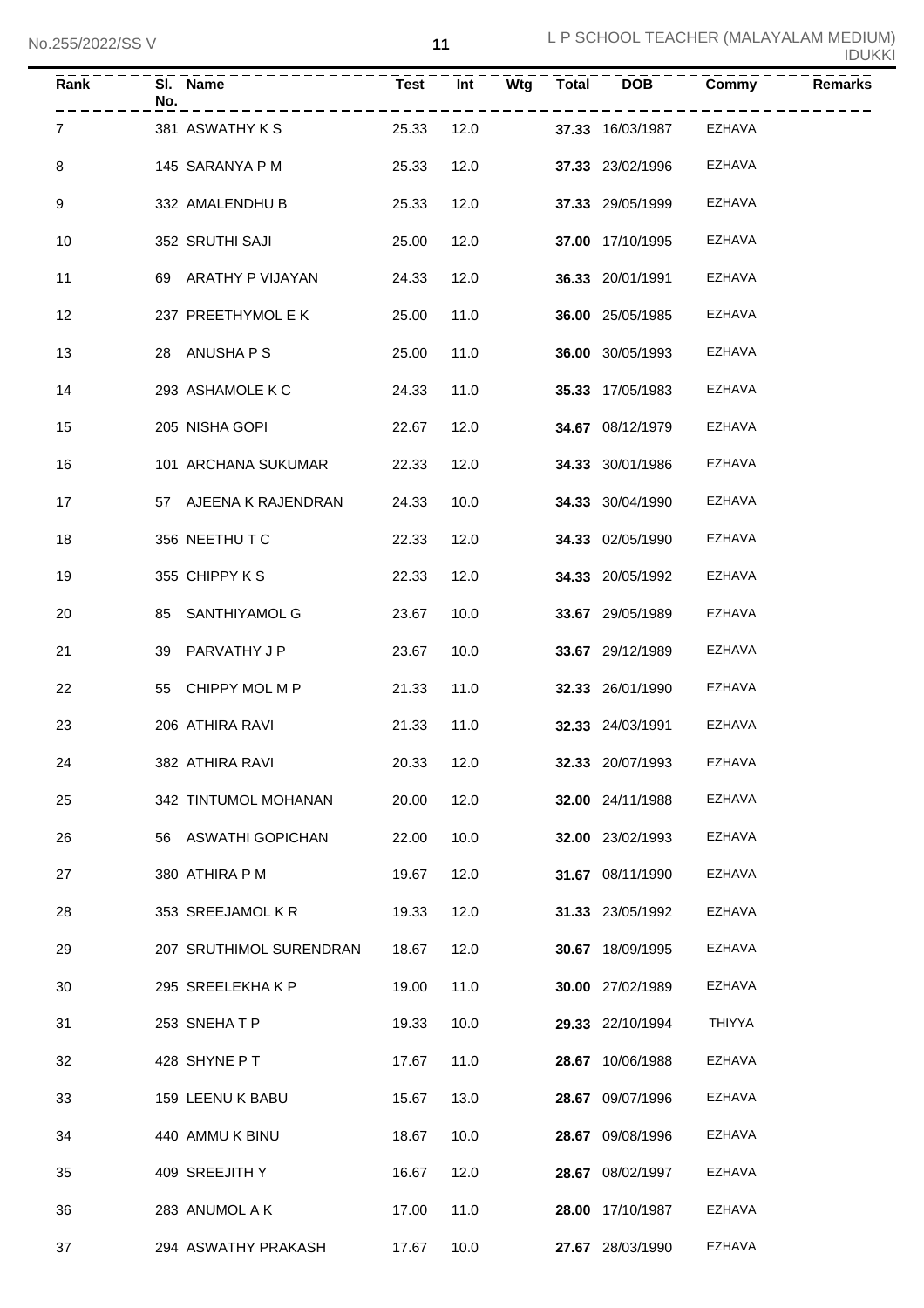| Rank | Sl. No. | Name | Test | Int | Wtg | Total | DOB | Commy | Remarks |
|---|---|---|---|---|---|---|---|---|---|
| 7 | 381 | ASWATHY K S | 25.33 | 12.0 | | **37.33** | 16/03/1987 | EZHAVA | |
| 8 | 145 | SARANYA P M | 25.33 | 12.0 | | **37.33** | 23/02/1996 | EZHAVA | |
| 9 | 332 | AMALENDHU B | 25.33 | 12.0 | | **37.33** | 29/05/1999 | EZHAVA | |
| 10 | 352 | SRUTHI SAJI | 25.00 | 12.0 | | **37.00** | 17/10/1995 | EZHAVA | |
| 11 | 69 | ARATHY P VIJAYAN | 24.33 | 12.0 | | **36.33** | 20/01/1991 | EZHAVA | |
| 12 | 237 | PREETHYMOL E K | 25.00 | 11.0 | | **36.00** | 25/05/1985 | EZHAVA | |
| 13 | 28 | ANUSHA P S | 25.00 | 11.0 | | **36.00** | 30/05/1993 | EZHAVA | |
| 14 | 293 | ASHAMOLE K C | 24.33 | 11.0 | | **35.33** | 17/05/1983 | EZHAVA | |
| 15 | 205 | NISHA GOPI | 22.67 | 12.0 | | **34.67** | 08/12/1979 | EZHAVA | |
| 16 | 101 | ARCHANA SUKUMAR | 22.33 | 12.0 | | **34.33** | 30/01/1986 | EZHAVA | |
| 17 | 57 | AJEENA K RAJENDRAN | 24.33 | 10.0 | | **34.33** | 30/04/1990 | EZHAVA | |
| 18 | 356 | NEETHU T C | 22.33 | 12.0 | | **34.33** | 02/05/1990 | EZHAVA | |
| 19 | 355 | CHIPPY K S | 22.33 | 12.0 | | **34.33** | 20/05/1992 | EZHAVA | |
| 20 | 85 | SANTHIYAMOL G | 23.67 | 10.0 | | **33.67** | 29/05/1989 | EZHAVA | |
| 21 | 39 | PARVATHY J P | 23.67 | 10.0 | | **33.67** | 29/12/1989 | EZHAVA | |
| 22 | 55 | CHIPPY MOL M P | 21.33 | 11.0 | | **32.33** | 26/01/1990 | EZHAVA | |
| 23 | 206 | ATHIRA RAVI | 21.33 | 11.0 | | **32.33** | 24/03/1991 | EZHAVA | |
| 24 | 382 | ATHIRA RAVI | 20.33 | 12.0 | | **32.33** | 20/07/1993 | EZHAVA | |
| 25 | 342 | TINTUMOL MOHANAN | 20.00 | 12.0 | | **32.00** | 24/11/1988 | EZHAVA | |
| 26 | 56 | ASWATHI GOPICHAN | 22.00 | 10.0 | | **32.00** | 23/02/1993 | EZHAVA | |
| 27 | 380 | ATHIRA P M | 19.67 | 12.0 | | **31.67** | 08/11/1990 | EZHAVA | |
| 28 | 353 | SREEJAMOL K R | 19.33 | 12.0 | | **31.33** | 23/05/1992 | EZHAVA | |
| 29 | 207 | SRUTHIMOL SURENDRAN | 18.67 | 12.0 | | **30.67** | 18/09/1995 | EZHAVA | |
| 30 | 295 | SREELEKHA K P | 19.00 | 11.0 | | **30.00** | 27/02/1989 | EZHAVA | |
| 31 | 253 | SNEHA T P | 19.33 | 10.0 | | **29.33** | 22/10/1994 | THIYYA | |
| 32 | 428 | SHYNE P T | 17.67 | 11.0 | | **28.67** | 10/06/1988 | EZHAVA | |
| 33 | 159 | LEENU K BABU | 15.67 | 13.0 | | **28.67** | 09/07/1996 | EZHAVA | |
| 34 | 440 | AMMU K BINU | 18.67 | 10.0 | | **28.67** | 09/08/1996 | EZHAVA | |
| 35 | 409 | SREEJITH Y | 16.67 | 12.0 | | **28.67** | 08/02/1997 | EZHAVA | |
| 36 | 283 | ANUMOL A K | 17.00 | 11.0 | | **28.00** | 17/10/1987 | EZHAVA | |
| 37 | 294 | ASWATHY PRAKASH | 17.67 | 10.0 | | **27.67** | 28/03/1990 | EZHAVA | |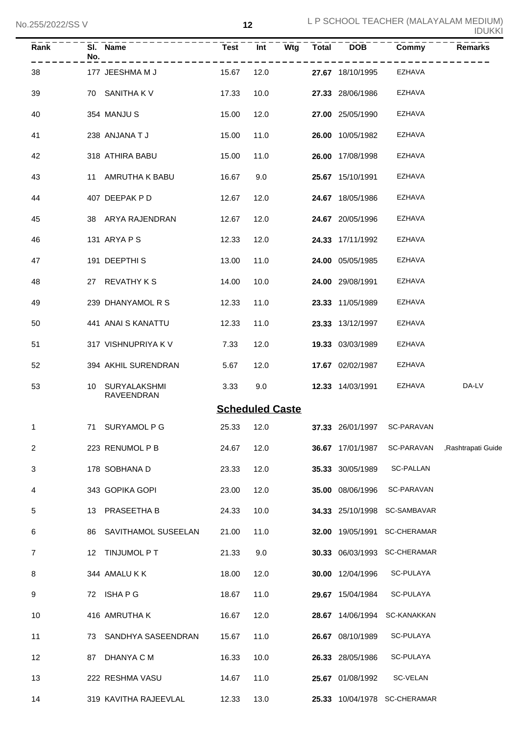| Rank | Sl. No. | Name | Test | Int | Wtg | Total | DOB | Commy | Remarks |
|---|---|---|---|---|---|---|---|---|---|
| 38 | 177 | JEESHMA M J | 15.67 | 12.0 | | **27.67** | 18/10/1995 | EZHAVA | |
| 39 | 70 | SANITHA K V | 17.33 | 10.0 | | **27.33** | 28/06/1986 | EZHAVA | |
| 40 | 354 | MANJU S | 15.00 | 12.0 | | **27.00** | 25/05/1990 | EZHAVA | |
| 41 | 238 | ANJANA T J | 15.00 | 11.0 | | **26.00** | 10/05/1982 | EZHAVA | |
| 42 | 318 | ATHIRA BABU | 15.00 | 11.0 | | **26.00** | 17/08/1998 | EZHAVA | |
| 43 | 11 | AMRUTHA K BABU | 16.67 | 9.0 | | **25.67** | 15/10/1991 | EZHAVA | |
| 44 | 407 | DEEPAK P D | 12.67 | 12.0 | | **24.67** | 18/05/1986 | EZHAVA | |
| 45 | 38 | ARYA RAJENDRAN | 12.67 | 12.0 | | **24.67** | 20/05/1996 | EZHAVA | |
| 46 | 131 | ARYA P S | 12.33 | 12.0 | | **24.33** | 17/11/1992 | EZHAVA | |
| 47 | 191 | DEEPTHI S | 13.00 | 11.0 | | **24.00** | 05/05/1985 | EZHAVA | |
| 48 | 27 | REVATHY K S | 14.00 | 10.0 | | **24.00** | 29/08/1991 | EZHAVA | |
| 49 | 239 | DHANYAMOL R S | 12.33 | 11.0 | | **23.33** | 11/05/1989 | EZHAVA | |
| 50 | 441 | ANAI S KANATTU | 12.33 | 11.0 | | **23.33** | 13/12/1997 | EZHAVA | |
| 51 | 317 | VISHNUPRIYA K V | 7.33 | 12.0 | | **19.33** | 03/03/1989 | EZHAVA | |
| 52 | 394 | AKHIL SURENDRAN | 5.67 | 12.0 | | **17.67** | 02/02/1987 | EZHAVA | |
| 53 | 10 | SURYALAKSHMI RAVEENDRAN | 3.33 | 9.0 | | **12.33** | 14/03/1991 | EZHAVA | DA-LV |
| | | **Scheduled Caste** | | | | | | | |
| 1 | 71 | SURYAMOL P G | 25.33 | 12.0 | | **37.33** | 26/01/1997 | SC-PARAVAN | |
| 2 | 223 | RENUMOL P B | 24.67 | 12.0 | | **36.67** | 17/01/1987 | SC-PARAVAN | ,Rashtrapati Guide |
| 3 | 178 | SOBHANA D | 23.33 | 12.0 | | **35.33** | 30/05/1989 | SC-PALLAN | |
| 4 | 343 | GOPIKA GOPI | 23.00 | 12.0 | | **35.00** | 08/06/1996 | SC-PARAVAN | |
| 5 | 13 | PRASEETHA B | 24.33 | 10.0 | | **34.33** | 25/10/1998 | SC-SAMBAVAR | |
| 6 | 86 | SAVITHAMOL SUSEELAN | 21.00 | 11.0 | | **32.00** | 19/05/1991 | SC-CHERAMAR | |
| 7 | 12 | TINJUMOL P T | 21.33 | 9.0 | | **30.33** | 06/03/1993 | SC-CHERAMAR | |
| 8 | 344 | AMALU K K | 18.00 | 12.0 | | **30.00** | 12/04/1996 | SC-PULAYA | |
| 9 | 72 | ISHA P G | 18.67 | 11.0 | | **29.67** | 15/04/1984 | SC-PULAYA | |
| 10 | 416 | AMRUTHA K | 16.67 | 12.0 | | **28.67** | 14/06/1994 | SC-KANAKKAN | |
| 11 | 73 | SANDHYA SASEENDRAN | 15.67 | 11.0 | | **26.67** | 08/10/1989 | SC-PULAYA | |
| 12 | 87 | DHANYA C M | 16.33 | 10.0 | | **26.33** | 28/05/1986 | SC-PULAYA | |
| 13 | 222 | RESHMA VASU | 14.67 | 11.0 | | **25.67** | 01/08/1992 | SC-VELAN | |
| 14 | 319 | KAVITHA RAJEEVLAL | 12.33 | 13.0 | | **25.33** | 10/04/1978 | SC-CHERAMAR | |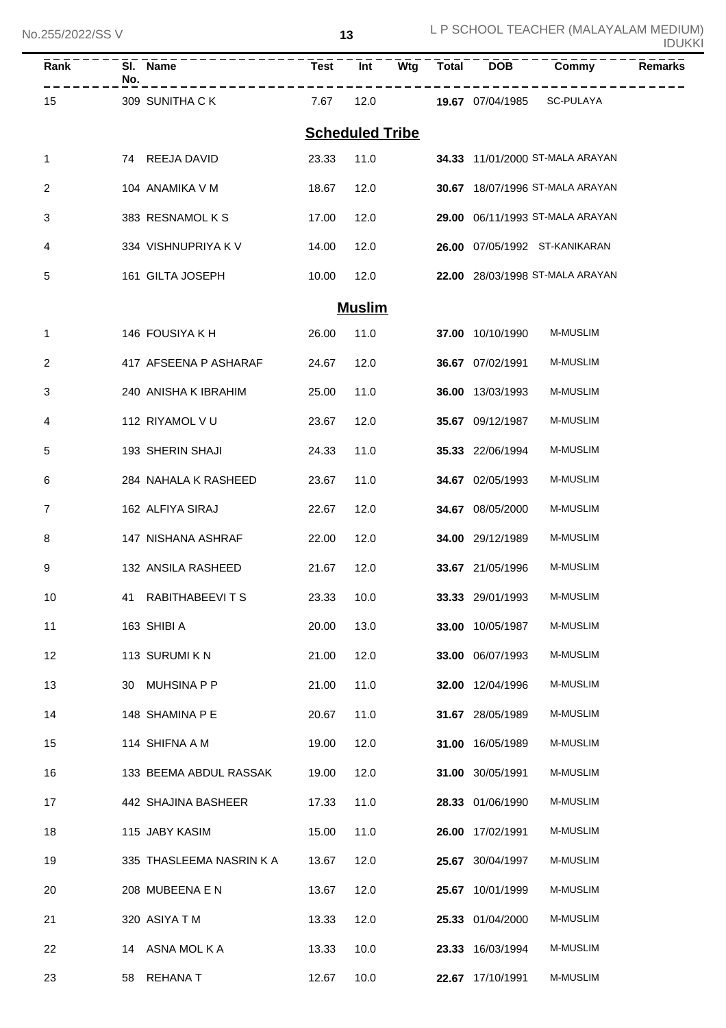| Rank | Sl. No. | Name | Test | Int | Wtg | Total | DOB | Commy | Remarks |
|---|---|---|---|---|---|---|---|---|---|
| 15 | 309 | SUNITHA C K | 7.67 | 12.0 | | **19.67** | 07/04/1985 | SC-PULAYA | |

## Scheduled Tribe

| Rank | Sl. No. | Name | Test | Int | Wtg | Total | DOB | Commy | Remarks |
|---|---|---|---|---|---|---|---|---|---|
| 1 | 74 | REEJA DAVID | 23.33 | 11.0 | | **34.33** | 11/01/2000 | ST-MALA ARAYAN | |
| 2 | 104 | ANAMIKA V M | 18.67 | 12.0 | | **30.67** | 18/07/1996 | ST-MALA ARAYAN | |
| 3 | 383 | RESNAMOL K S | 17.00 | 12.0 | | **29.00** | 06/11/1993 | ST-MALA ARAYAN | |
| 4 | 334 | VISHNUPRIYA K V | 14.00 | 12.0 | | **26.00** | 07/05/1992 | ST-KANIKARAN | |
| 5 | 161 | GILTA JOSEPH | 10.00 | 12.0 | | **22.00** | 28/03/1998 | ST-MALA ARAYAN | |

## Muslim

| Rank | Sl. No. | Name | Test | Int | Wtg | Total | DOB | Commy | Remarks |
|---|---|---|---|---|---|---|---|---|---|
| 1 | 146 | FOUSIYA K H | 26.00 | 11.0 | | **37.00** | 10/10/1990 | M-MUSLIM | |
| 2 | 417 | AFSEENA P ASHARAF | 24.67 | 12.0 | | **36.67** | 07/02/1991 | M-MUSLIM | |
| 3 | 240 | ANISHA K IBRAHIM | 25.00 | 11.0 | | **36.00** | 13/03/1993 | M-MUSLIM | |
| 4 | 112 | RIYAMOL V U | 23.67 | 12.0 | | **35.67** | 09/12/1987 | M-MUSLIM | |
| 5 | 193 | SHERIN SHAJI | 24.33 | 11.0 | | **35.33** | 22/06/1994 | M-MUSLIM | |
| 6 | 284 | NAHALA K RASHEED | 23.67 | 11.0 | | **34.67** | 02/05/1993 | M-MUSLIM | |
| 7 | 162 | ALFIYA SIRAJ | 22.67 | 12.0 | | **34.67** | 08/05/2000 | M-MUSLIM | |
| 8 | 147 | NISHANA ASHRAF | 22.00 | 12.0 | | **34.00** | 29/12/1989 | M-MUSLIM | |
| 9 | 132 | ANSILA RASHEED | 21.67 | 12.0 | | **33.67** | 21/05/1996 | M-MUSLIM | |
| 10 | 41 | RABITHABEEVI T S | 23.33 | 10.0 | | **33.33** | 29/01/1993 | M-MUSLIM | |
| 11 | 163 | SHIBI A | 20.00 | 13.0 | | **33.00** | 10/05/1987 | M-MUSLIM | |
| 12 | 113 | SURUMI K N | 21.00 | 12.0 | | **33.00** | 06/07/1993 | M-MUSLIM | |
| 13 | 30 | MUHSINA P P | 21.00 | 11.0 | | **32.00** | 12/04/1996 | M-MUSLIM | |
| 14 | 148 | SHAMINA P E | 20.67 | 11.0 | | **31.67** | 28/05/1989 | M-MUSLIM | |
| 15 | 114 | SHIFNA A M | 19.00 | 12.0 | | **31.00** | 16/05/1989 | M-MUSLIM | |
| 16 | 133 | BEEMA ABDUL RASSAK | 19.00 | 12.0 | | **31.00** | 30/05/1991 | M-MUSLIM | |
| 17 | 442 | SHAJINA BASHEER | 17.33 | 11.0 | | **28.33** | 01/06/1990 | M-MUSLIM | |
| 18 | 115 | JABY KASIM | 15.00 | 11.0 | | **26.00** | 17/02/1991 | M-MUSLIM | |
| 19 | 335 | THASLEEMA NASRIN K A | 13.67 | 12.0 | | **25.67** | 30/04/1997 | M-MUSLIM | |
| 20 | 208 | MUBEENA E N | 13.67 | 12.0 | | **25.67** | 10/01/1999 | M-MUSLIM | |
| 21 | 320 | ASIYA T M | 13.33 | 12.0 | | **25.33** | 01/04/2000 | M-MUSLIM | |
| 22 | 14 | ASNA MOL K A | 13.33 | 10.0 | | **23.33** | 16/03/1994 | M-MUSLIM | |
| 23 | 58 | REHANA T | 12.67 | 10.0 | | **22.67** | 17/10/1991 | M-MUSLIM | |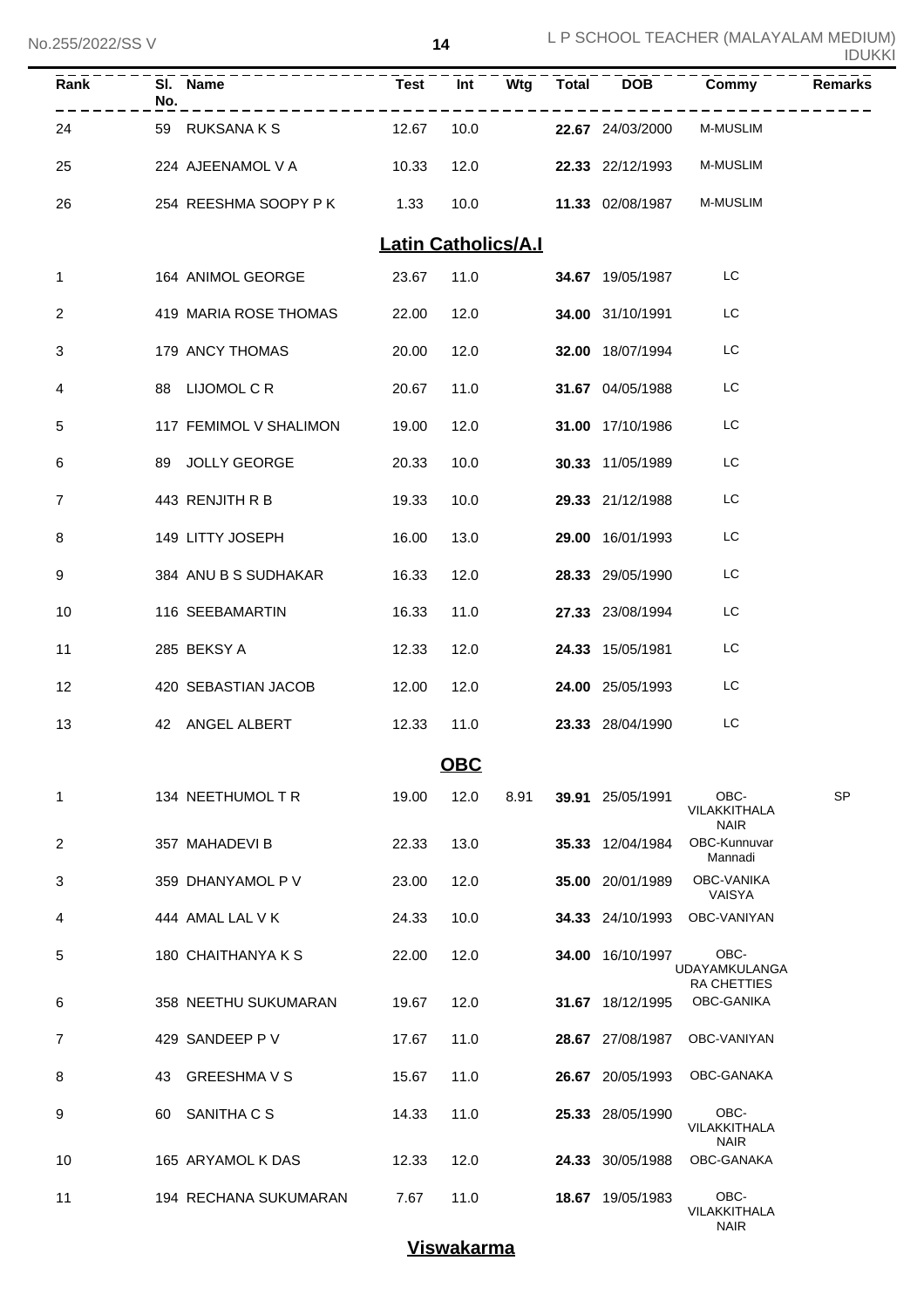| Rank | Sl. No. | Name | Test | Int | Wtg | Total | DOB | Commy | Remarks |
|---|---|---|---|---|---|---|---|---|---|
| 24 | 59 | RUKSANA K S | 12.67 | 10.0 | | **22.67** | 24/03/2000 | M-MUSLIM | |
| 25 | 224 | AJEENAMOL V A | 10.33 | 12.0 | | **22.33** | 22/12/1993 | M-MUSLIM | |
| 26 | 254 | REESHMA SOOPY P K | 1.33 | 10.0 | | **11.33** | 02/08/1987 | M-MUSLIM | |

## Latin Catholics/A.I

| Rank | Sl. No. | Name | Test | Int | Wtg | Total | DOB | Commy | Remarks |
|---|---|---|---|---|---|---|---|---|---|
| 1 | 164 | ANIMOL GEORGE | 23.67 | 11.0 | | **34.67** | 19/05/1987 | LC | |
| 2 | 419 | MARIA ROSE THOMAS | 22.00 | 12.0 | | **34.00** | 31/10/1991 | LC | |
| 3 | 179 | ANCY THOMAS | 20.00 | 12.0 | | **32.00** | 18/07/1994 | LC | |
| 4 | 88 | LIJOMOL C R | 20.67 | 11.0 | | **31.67** | 04/05/1988 | LC | |
| 5 | 117 | FEMIMOL V SHALIMON | 19.00 | 12.0 | | **31.00** | 17/10/1986 | LC | |
| 6 | 89 | JOLLY GEORGE | 20.33 | 10.0 | | **30.33** | 11/05/1989 | LC | |
| 7 | 443 | RENJITH R B | 19.33 | 10.0 | | **29.33** | 21/12/1988 | LC | |
| 8 | 149 | LITTY JOSEPH | 16.00 | 13.0 | | **29.00** | 16/01/1993 | LC | |
| 9 | 384 | ANU B S SUDHAKAR | 16.33 | 12.0 | | **28.33** | 29/05/1990 | LC | |
| 10 | 116 | SEEBAMARTIN | 16.33 | 11.0 | | **27.33** | 23/08/1994 | LC | |
| 11 | 285 | BEKSY A | 12.33 | 12.0 | | **24.33** | 15/05/1981 | LC | |
| 12 | 420 | SEBASTIAN JACOB | 12.00 | 12.0 | | **24.00** | 25/05/1993 | LC | |
| 13 | 42 | ANGEL ALBERT | 12.33 | 11.0 | | **23.33** | 28/04/1990 | LC | |

## OBC

| Rank | Sl. No. | Name | Test | Int | Wtg | Total | DOB | Commy | Remarks |
|---|---|---|---|---|---|---|---|---|---|
| 1 | 134 | NEETHUMOL T R | 19.00 | 12.0 | 8.91 | **39.91** | 25/05/1991 | OBC-VILAKKITHALA NAIR | SP |
| 2 | 357 | MAHADEVI B | 22.33 | 13.0 | | **35.33** | 12/04/1984 | OBC-Kunnuvar Mannadi | |
| 3 | 359 | DHANYAMOL P V | 23.00 | 12.0 | | **35.00** | 20/01/1989 | OBC-VANIKA VAISYA | |
| 4 | 444 | AMAL LAL V K | 24.33 | 10.0 | | **34.33** | 24/10/1993 | OBC-VANIYAN | |
| 5 | 180 | CHAITHANYA K S | 22.00 | 12.0 | | **34.00** | 16/10/1997 | OBC-UDAYAMKULANGARA CHETTIES | |
| 6 | 358 | NEETHU SUKUMARAN | 19.67 | 12.0 | | **31.67** | 18/12/1995 | OBC-GANIKA | |
| 7 | 429 | SANDEEP P V | 17.67 | 11.0 | | **28.67** | 27/08/1987 | OBC-VANIYAN | |
| 8 | 43 | GREESHMA V S | 15.67 | 11.0 | | **26.67** | 20/05/1993 | OBC-GANAKA | |
| 9 | 60 | SANITHA C S | 14.33 | 11.0 | | **25.33** | 28/05/1990 | OBC-VILAKKITHALA NAIR | |
| 10 | 165 | ARYAMOL K DAS | 12.33 | 12.0 | | **24.33** | 30/05/1988 | OBC-GANAKA | |
| 11 | 194 | RECHANA SUKUMARAN | 7.67 | 11.0 | | **18.67** | 19/05/1983 | OBC-VILAKKITHALA NAIR | |

## Viswakarma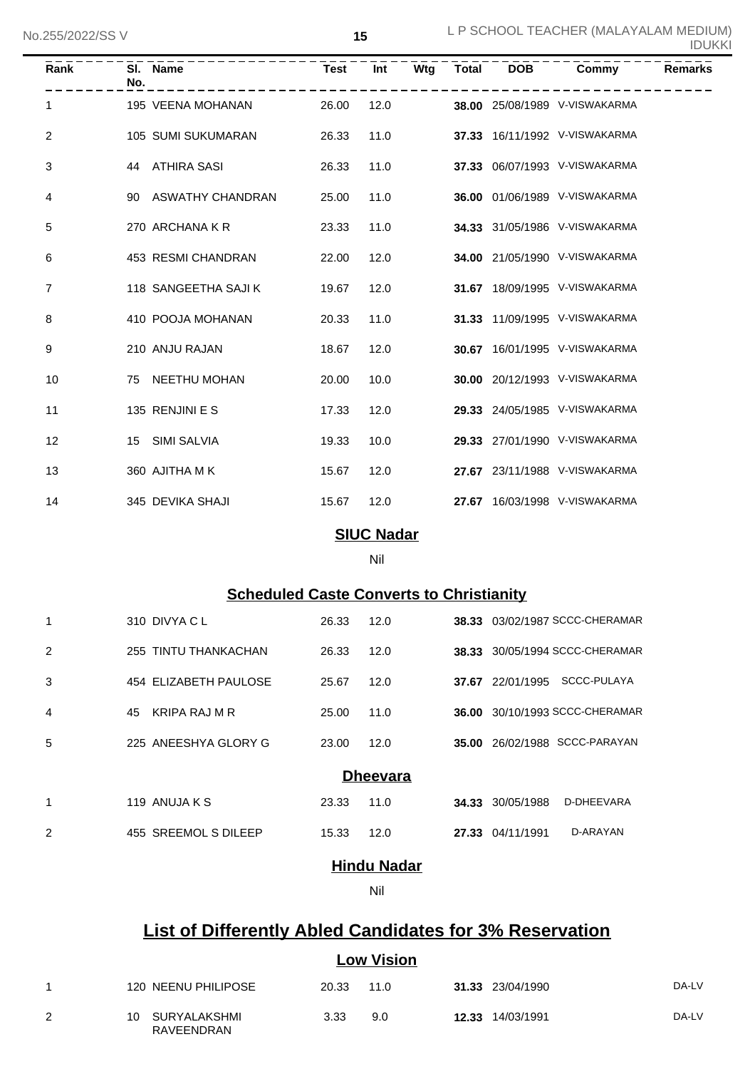| Rank | Sl. No. | Name | Test | Int | Wtg | Total | DOB | Commy | Remarks |
|---|---|---|---|---|---|---|---|---|---|
| 1 | 195 | VEENA MOHANAN | 26.00 | 12.0 | | **38.00** | 25/08/1989 | V-VISWAKARMA | |
| 2 | 105 | SUMI SUKUMARAN | 26.33 | 11.0 | | **37.33** | 16/11/1992 | V-VISWAKARMA | |
| 3 | 44 | ATHIRA SASI | 26.33 | 11.0 | | **37.33** | 06/07/1993 | V-VISWAKARMA | |
| 4 | 90 | ASWATHY CHANDRAN | 25.00 | 11.0 | | **36.00** | 01/06/1989 | V-VISWAKARMA | |
| 5 | 270 | ARCHANA K R | 23.33 | 11.0 | | **34.33** | 31/05/1986 | V-VISWAKARMA | |
| 6 | 453 | RESMI CHANDRAN | 22.00 | 12.0 | | **34.00** | 21/05/1990 | V-VISWAKARMA | |
| 7 | 118 | SANGEETHA SAJI K | 19.67 | 12.0 | | **31.67** | 18/09/1995 | V-VISWAKARMA | |
| 8 | 410 | POOJA MOHANAN | 20.33 | 11.0 | | **31.33** | 11/09/1995 | V-VISWAKARMA | |
| 9 | 210 | ANJU RAJAN | 18.67 | 12.0 | | **30.67** | 16/01/1995 | V-VISWAKARMA | |
| 10 | 75 | NEETHU MOHAN | 20.00 | 10.0 | | **30.00** | 20/12/1993 | V-VISWAKARMA | |
| 11 | 135 | RENJINI E S | 17.33 | 12.0 | | **29.33** | 24/05/1985 | V-VISWAKARMA | |
| 12 | 15 | SIMI SALVIA | 19.33 | 10.0 | | **29.33** | 27/01/1990 | V-VISWAKARMA | |
| 13 | 360 | AJITHA M K | 15.67 | 12.0 | | **27.67** | 23/11/1988 | V-VISWAKARMA | |
| 14 | 345 | DEVIKA SHAJI | 15.67 | 12.0 | | **27.67** | 16/03/1998 | V-VISWAKARMA | |

### SIUC Nadar

Nil

### Scheduled Caste Converts to Christianity

| Rank | Sl. No. | Name | Test | Int | Wtg | Total | DOB | Commy | Remarks |
|---|---|---|---|---|---|---|---|---|---|
| 1 | 310 | DIVYA C L | 26.33 | 12.0 | | **38.33** | 03/02/1987 | SCCC-CHERAMAR | |
| 2 | 255 | TINTU THANKACHAN | 26.33 | 12.0 | | **38.33** | 30/05/1994 | SCCC-CHERAMAR | |
| 3 | 454 | ELIZABETH PAULOSE | 25.67 | 12.0 | | **37.67** | 22/01/1995 | SCCC-PULAYA | |
| 4 | 45 | KRIPA RAJ M R | 25.00 | 11.0 | | **36.00** | 30/10/1993 | SCCC-CHERAMAR | |
| 5 | 225 | ANEESHYA GLORY G | 23.00 | 12.0 | | **35.00** | 26/02/1988 | SCCC-PARAYAN | |

### Dheevara

| Rank | Sl. No. | Name | Test | Int | Wtg | Total | DOB | Commy | Remarks |
|---|---|---|---|---|---|---|---|---|---|
| 1 | 119 | ANUJA K S | 23.33 | 11.0 | | **34.33** | 30/05/1988 | D-DHEEVARA | |
| 2 | 455 | SREEMOL S DILEEP | 15.33 | 12.0 | | **27.33** | 04/11/1991 | D-ARAYAN | |

### Hindu Nadar

Nil

## List of Differently Abled Candidates for 3% Reservation

### Low Vision

| Rank | Sl. No. | Name | Test | Int | Wtg | Total | DOB | Commy | Remarks |
|---|---|---|---|---|---|---|---|---|---|
| 1 | 120 | NEENU PHILIPOSE | 20.33 | 11.0 | | **31.33** | 23/04/1990 | | DA-LV |
| 2 | 10 | SURYALAKSHMI RAVEENDRAN | 3.33 | 9.0 | | **12.33** | 14/03/1991 | | DA-LV |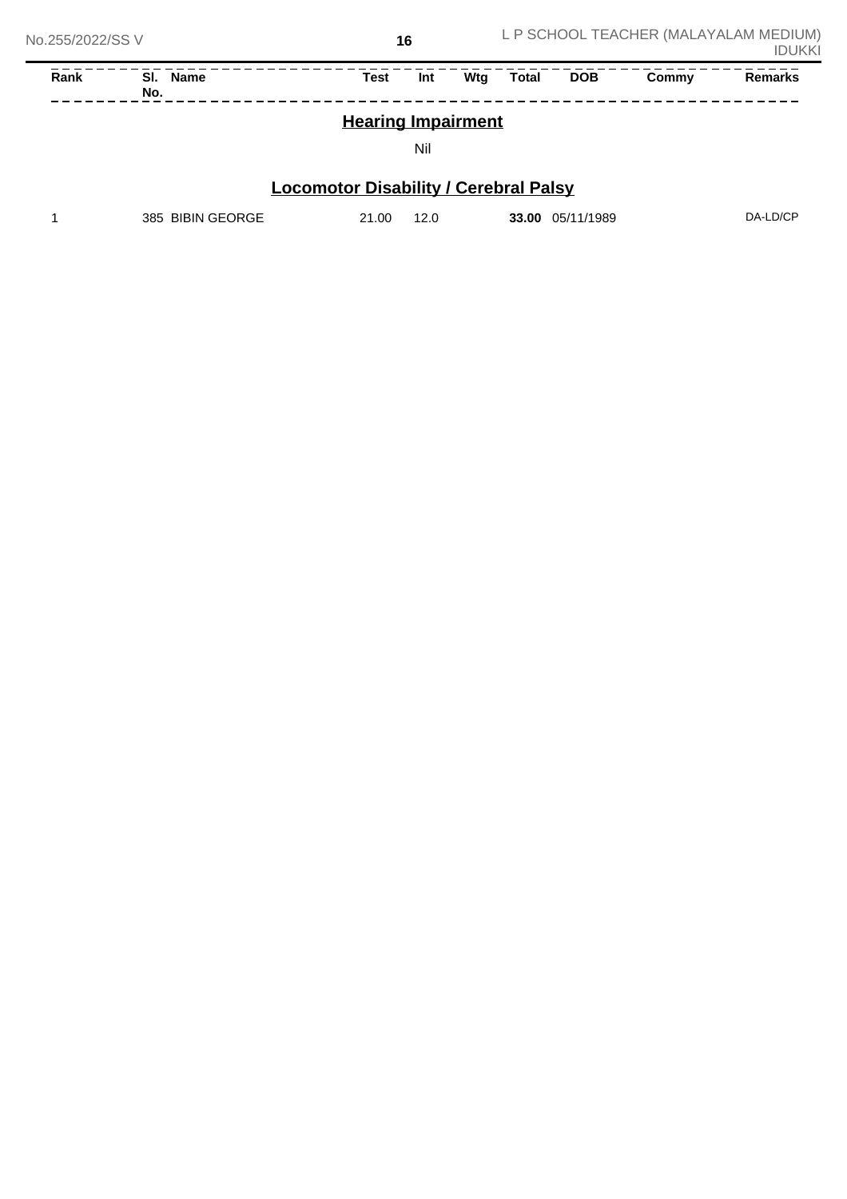| Rank | Sl. No. | Name | Test | Int | Wtg | Total | DOB | Commy | Remarks |
|---|---|---|---|---|---|---|---|---|---|

## Hearing Impairment

Nil

## Locomotor Disability / Cerebral Palsy

| Rank | Sl. No. | Name | Test | Int | Wtg | Total | DOB | Commy | Remarks |
|---|---|---|---|---|---|---|---|---|---|
| 1 | 385 | BIBIN GEORGE | 21.00 | 12.0 | | **33.00** | 05/11/1989 | | DA-LD/CP |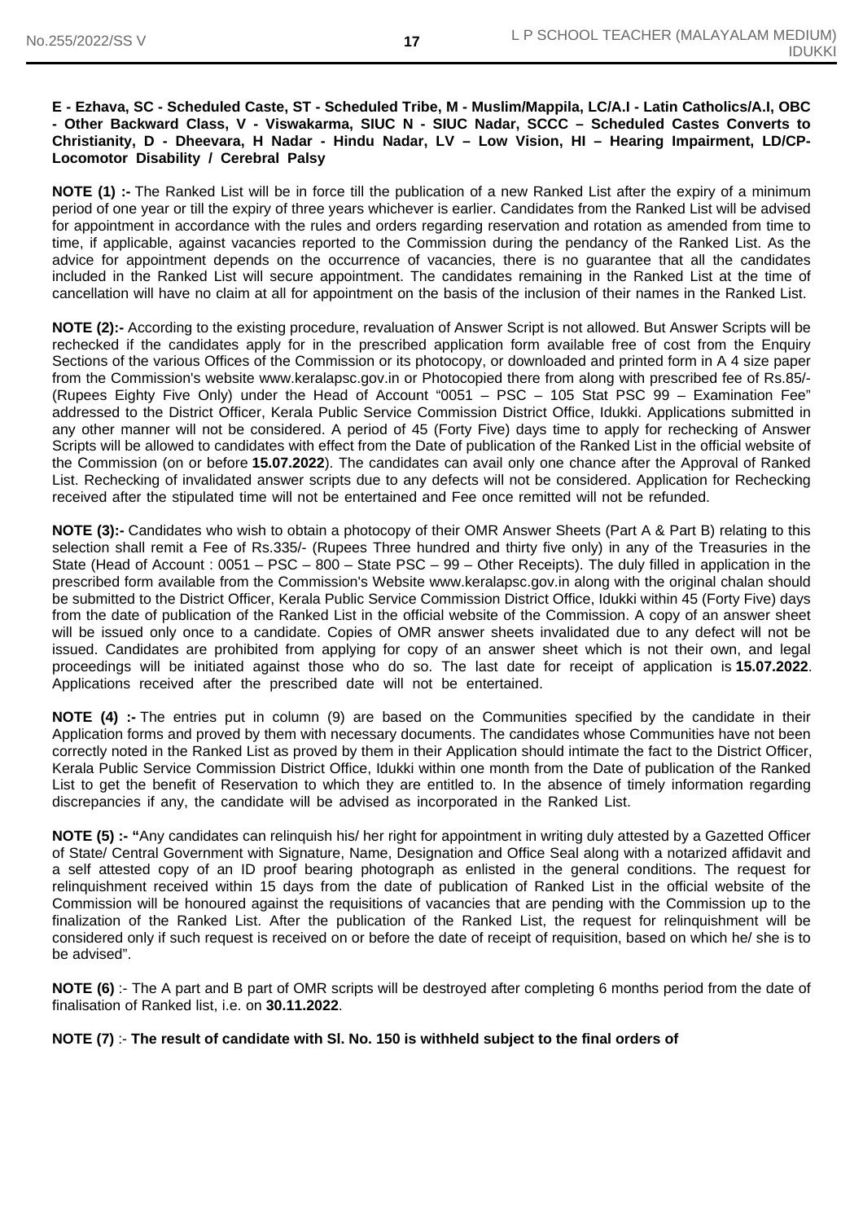**E - Ezhava, SC - Scheduled Caste, ST - Scheduled Tribe, M - Muslim/Mappila, LC/A.I - Latin Catholics/A.I, OBC - Other Backward Class, V - Viswakarma, SIUC N - SIUC Nadar, SCCC – Scheduled Castes Converts to Christianity, D - Dheevara, H Nadar - Hindu Nadar, LV – Low Vision, HI – Hearing Impairment, LD/CP-Locomotor Disability / Cerebral Palsy**

**NOTE (1) :-** The Ranked List will be in force till the publication of a new Ranked List after the expiry of a minimum period of one year or till the expiry of three years whichever is earlier. Candidates from the Ranked List will be advised for appointment in accordance with the rules and orders regarding reservation and rotation as amended from time to time, if applicable, against vacancies reported to the Commission during the pendancy of the Ranked List. As the advice for appointment depends on the occurrence of vacancies, there is no guarantee that all the candidates included in the Ranked List will secure appointment. The candidates remaining in the Ranked List at the time of cancellation will have no claim at all for appointment on the basis of the inclusion of their names in the Ranked List.

**NOTE (2):-** According to the existing procedure, revaluation of Answer Script is not allowed. But Answer Scripts will be rechecked if the candidates apply for in the prescribed application form available free of cost from the Enquiry Sections of the various Offices of the Commission or its photocopy, or downloaded and printed form in A 4 size paper from the Commission's website www.keralapsc.gov.in or Photocopied there from along with prescribed fee of Rs.85/- (Rupees Eighty Five Only) under the Head of Account "0051 – PSC – 105 Stat PSC 99 – Examination Fee" addressed to the District Officer, Kerala Public Service Commission District Office, Idukki. Applications submitted in any other manner will not be considered. A period of 45 (Forty Five) days time to apply for rechecking of Answer Scripts will be allowed to candidates with effect from the Date of publication of the Ranked List in the official website of the Commission (on or before **15.07.2022**). The candidates can avail only one chance after the Approval of Ranked List. Rechecking of invalidated answer scripts due to any defects will not be considered. Application for Rechecking received after the stipulated time will not be entertained and Fee once remitted will not be refunded.

**NOTE (3):-** Candidates who wish to obtain a photocopy of their OMR Answer Sheets (Part A & Part B) relating to this selection shall remit a Fee of Rs.335/- (Rupees Three hundred and thirty five only) in any of the Treasuries in the State (Head of Account : 0051 – PSC – 800 – State PSC – 99 – Other Receipts). The duly filled in application in the prescribed form available from the Commission's Website www.keralapsc.gov.in along with the original chalan should be submitted to the District Officer, Kerala Public Service Commission District Office, Idukki within 45 (Forty Five) days from the date of publication of the Ranked List in the official website of the Commission. A copy of an answer sheet will be issued only once to a candidate. Copies of OMR answer sheets invalidated due to any defect will not be issued. Candidates are prohibited from applying for copy of an answer sheet which is not their own, and legal proceedings will be initiated against those who do so. The last date for receipt of application is **15.07.2022**. Applications received after the prescribed date will not be entertained.

**NOTE (4) :-** The entries put in column (9) are based on the Communities specified by the candidate in their Application forms and proved by them with necessary documents. The candidates whose Communities have not been correctly noted in the Ranked List as proved by them in their Application should intimate the fact to the District Officer, Kerala Public Service Commission District Office, Idukki within one month from the Date of publication of the Ranked List to get the benefit of Reservation to which they are entitled to. In the absence of timely information regarding discrepancies if any, the candidate will be advised as incorporated in the Ranked List.

**NOTE (5) :- "**Any candidates can relinquish his/ her right for appointment in writing duly attested by a Gazetted Officer of State/ Central Government with Signature, Name, Designation and Office Seal along with a notarized affidavit and a self attested copy of an ID proof bearing photograph as enlisted in the general conditions. The request for relinquishment received within 15 days from the date of publication of Ranked List in the official website of the Commission will be honoured against the requisitions of vacancies that are pending with the Commission up to the finalization of the Ranked List. After the publication of the Ranked List, the request for relinquishment will be considered only if such request is received on or before the date of receipt of requisition, based on which he/ she is to be advised".

**NOTE (6)** :- The A part and B part of OMR scripts will be destroyed after completing 6 months period from the date of finalisation of Ranked list, i.e. on **30.11.2022**.

**NOTE (7)** :- **The result of candidate with Sl. No. 150 is withheld subject to the final orders of**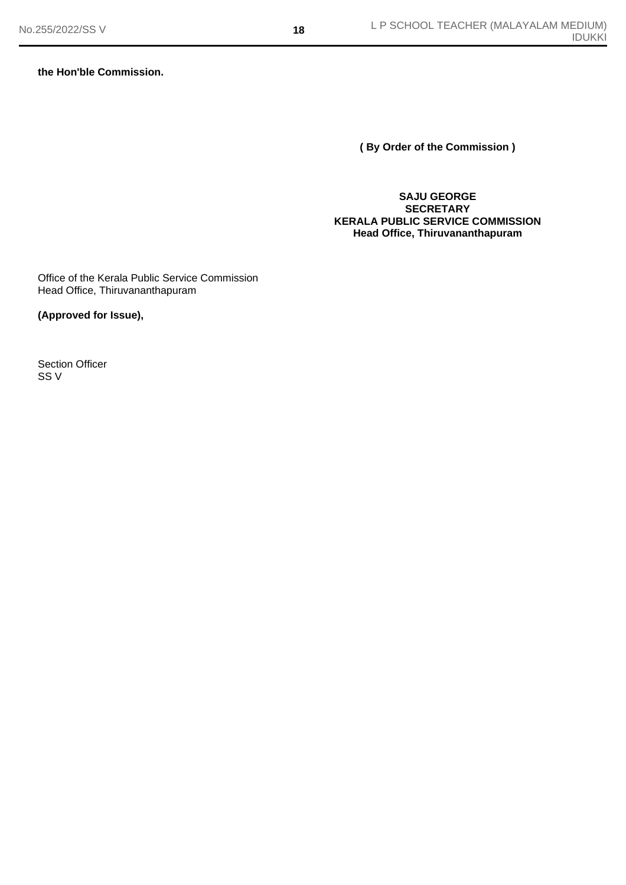**the Hon'ble Commission.**

**( By Order of the Commission )**

**SAJU GEORGE**
**SECRETARY**
**KERALA PUBLIC SERVICE COMMISSION**
**Head Office, Thiruvananthapuram**

Office of the Kerala Public Service Commission
Head Office, Thiruvananthapuram

**(Approved for Issue),**

Section Officer
SS V